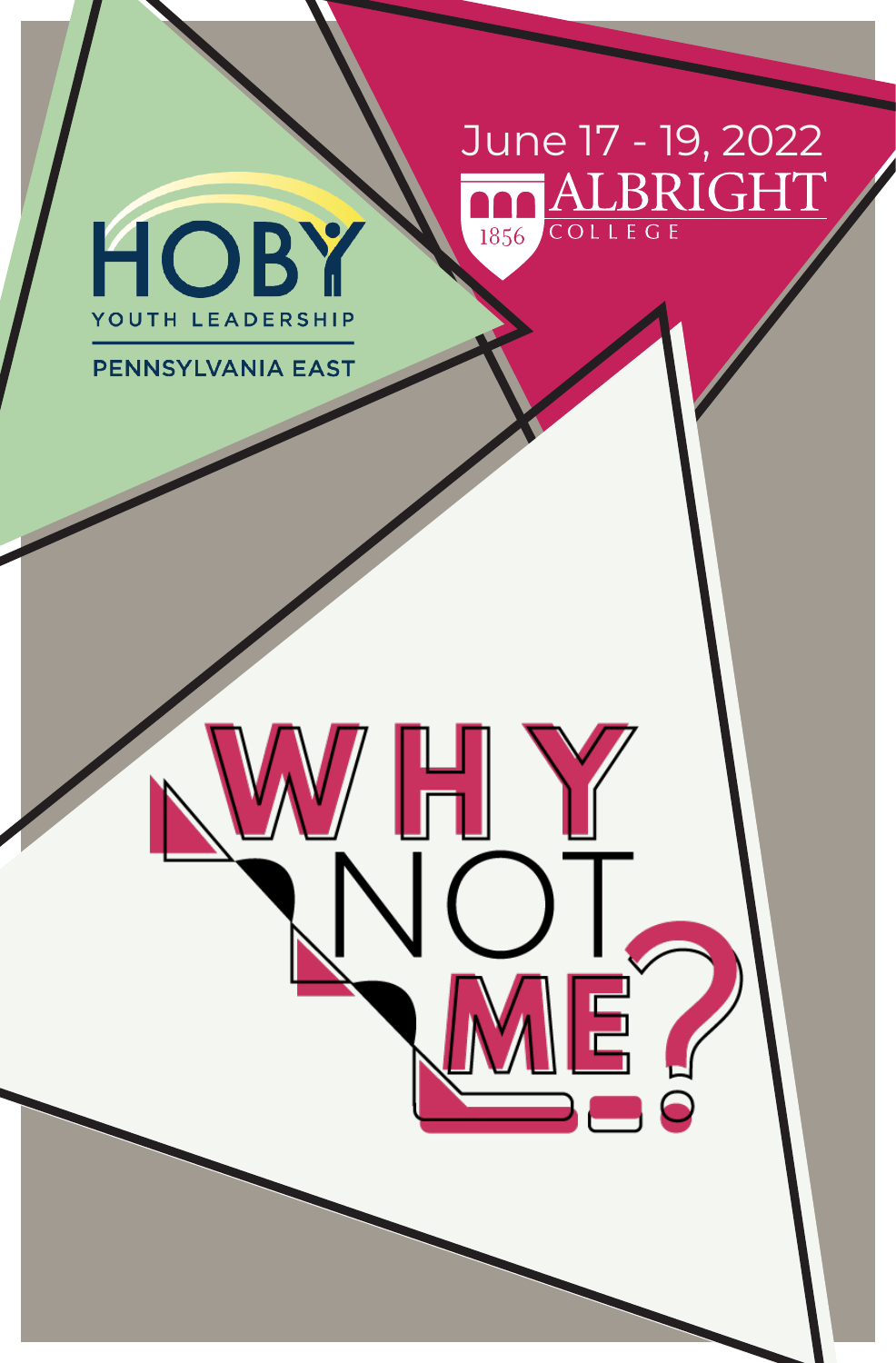HOBY

YOUTH LEADERSHIP

PENNSYLVANIA EAST

June 17 - 19, 2022

ALBRIGHT COLLEGE

1856

# WHY NOT ME?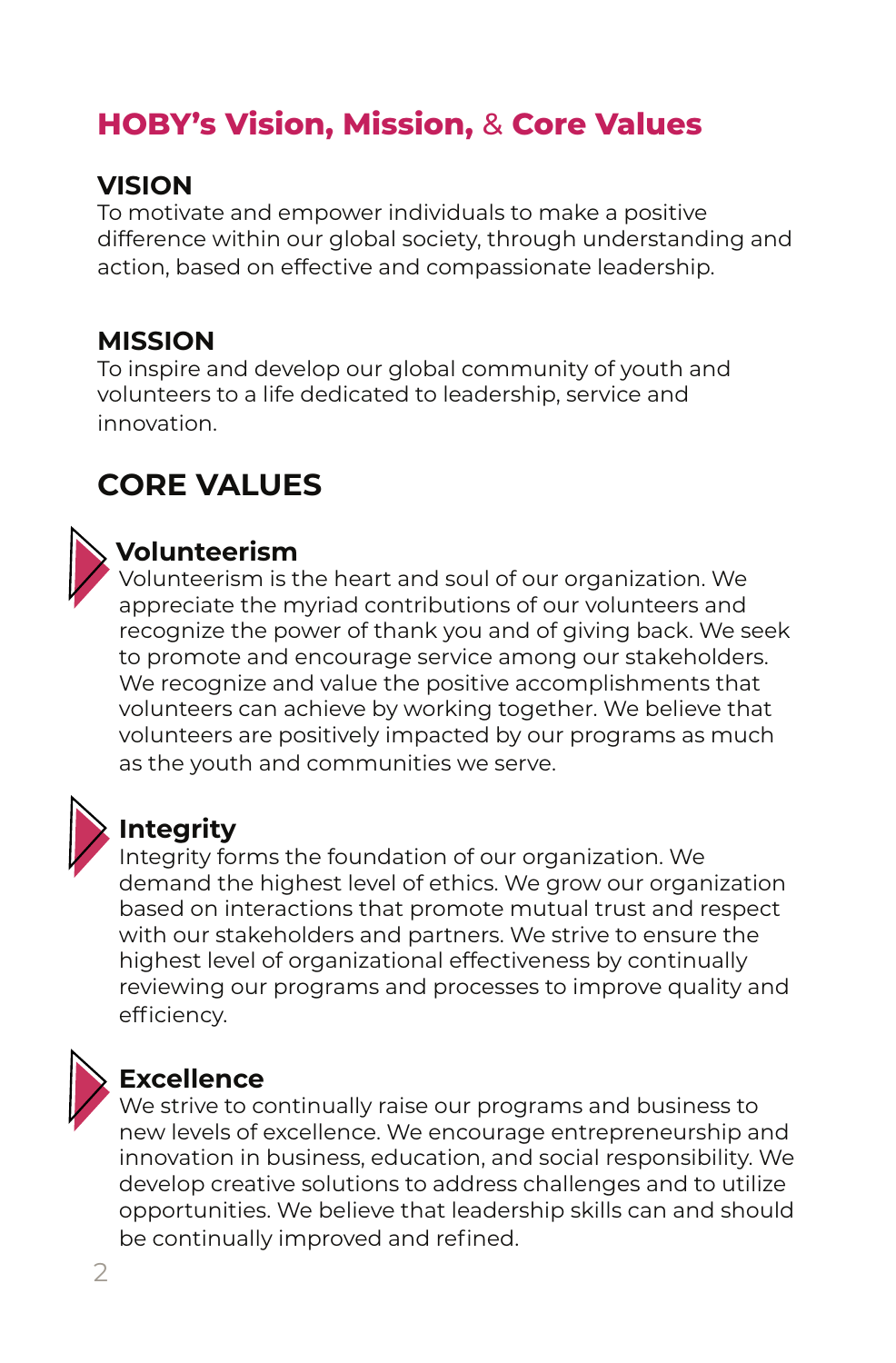# HOBY's Vision, Mission, & Core Values

## VISION

To motivate and empower individuals to make a positive difference within our global society, through understanding and action, based on effective and compassionate leadership.

## MISSION

To inspire and develop our global community of youth and volunteers to a life dedicated to leadership, service and innovation.

## CORE VALUES

### Volunteerism

Volunteerism is the heart and soul of our organization. We appreciate the myriad contributions of our volunteers and recognize the power of thank you and of giving back. We seek to promote and encourage service among our stakeholders. We recognize and value the positive accomplishments that volunteers can achieve by working together. We believe that volunteers are positively impacted by our programs as much as the youth and communities we serve.

### Integrity

Integrity forms the foundation of our organization. We demand the highest level of ethics. We grow our organization based on interactions that promote mutual trust and respect with our stakeholders and partners. We strive to ensure the highest level of organizational effectiveness by continually reviewing our programs and processes to improve quality and efficiency.

### Excellence

We strive to continually raise our programs and business to new levels of excellence. We encourage entrepreneurship and innovation in business, education, and social responsibility. We develop creative solutions to address challenges and to utilize opportunities. We believe that leadership skills can and should be continually improved and refined.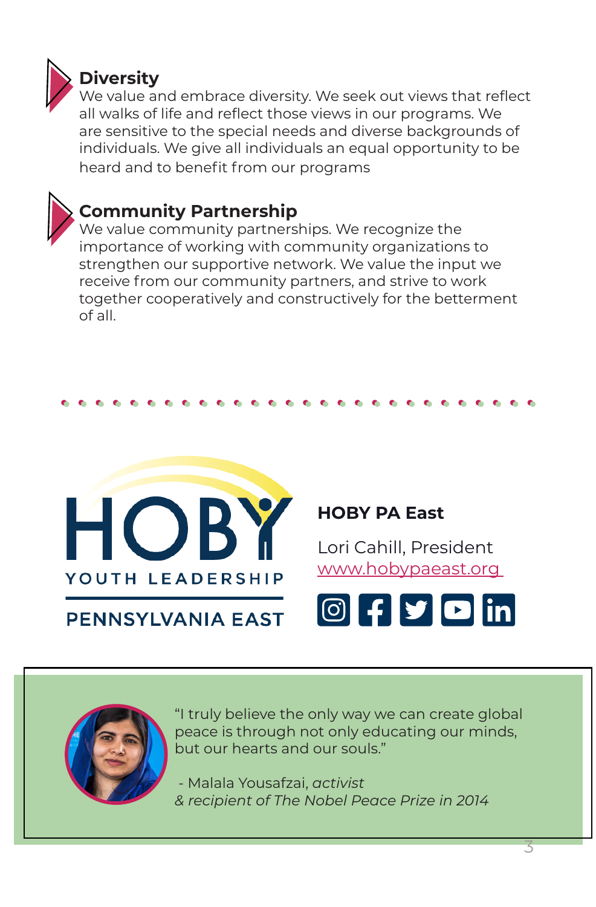### Diversity

We value and embrace diversity. We seek out views that reflect all walks of life and reflect those views in our programs. We are sensitive to the special needs and diverse backgrounds of individuals. We give all individuals an equal opportunity to be heard and to benefit from our programs

### Community Partnership

We value community partnerships. We recognize the importance of working with community organizations to strengthen our supportive network. We value the input we receive from our community partners, and strive to work together cooperatively and constructively for the betterment of all.

HOBY YOUTH LEADERSHIP

PENNSYLVANIA EAST

**HOBY PA East**

Lori Cahill, President

www.hobypaeast.org

"I truly believe the only way we can create global peace is through not only educating our minds, but our hearts and our souls."

- Malala Yousafzai, *activist & recipient of The Nobel Peace Prize in 2014*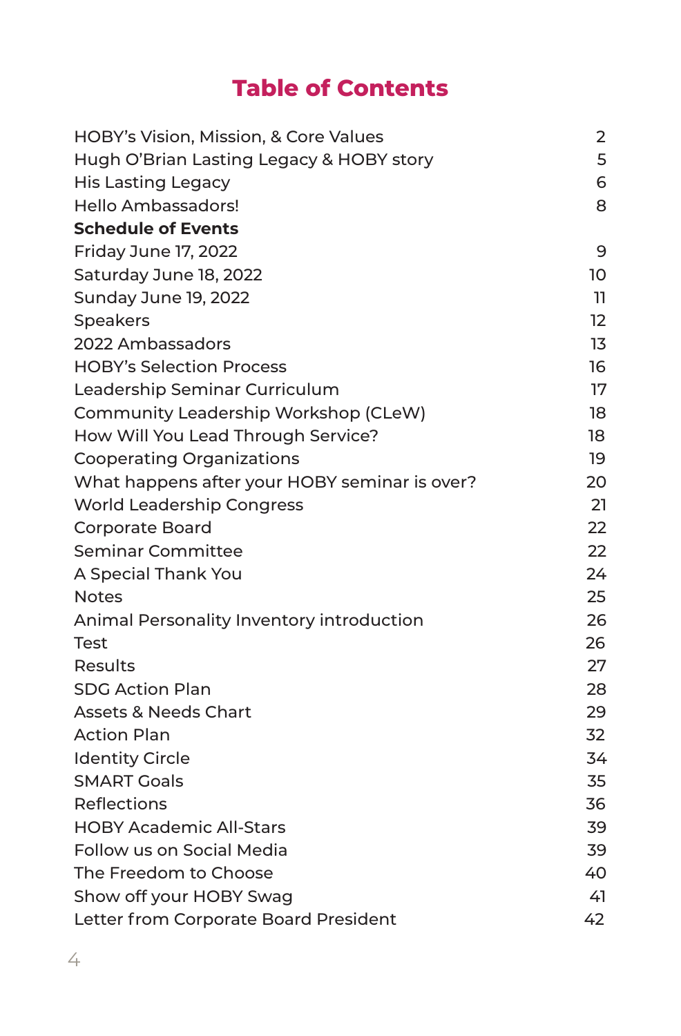# Table of Contents

| | |
|---|---|
| HOBY's Vision, Mission, & Core Values | 2 |
| Hugh O'Brian Lasting Legacy & HOBY story | 5 |
| His Lasting Legacy | 6 |
| Hello Ambassadors! | 8 |
| **Schedule of Events** | |
| Friday June 17, 2022 | 9 |
| Saturday June 18, 2022 | 10 |
| Sunday June 19, 2022 | 11 |
| Speakers | 12 |
| 2022 Ambassadors | 13 |
| HOBY's Selection Process | 16 |
| Leadership Seminar Curriculum | 17 |
| Community Leadership Workshop (CLeW) | 18 |
| How Will You Lead Through Service? | 18 |
| Cooperating Organizations | 19 |
| What happens after your HOBY seminar is over? | 20 |
| World Leadership Congress | 21 |
| Corporate Board | 22 |
| Seminar Committee | 22 |
| A Special Thank You | 24 |
| Notes | 25 |
| Animal Personality Inventory introduction | 26 |
| Test | 26 |
| Results | 27 |
| SDG Action Plan | 28 |
| Assets & Needs Chart | 29 |
| Action Plan | 32 |
| Identity Circle | 34 |
| SMART Goals | 35 |
| Reflections | 36 |
| HOBY Academic All-Stars | 39 |
| Follow us on Social Media | 39 |
| The Freedom to Choose | 40 |
| Show off your HOBY Swag | 41 |
| Letter from Corporate Board President | 42 |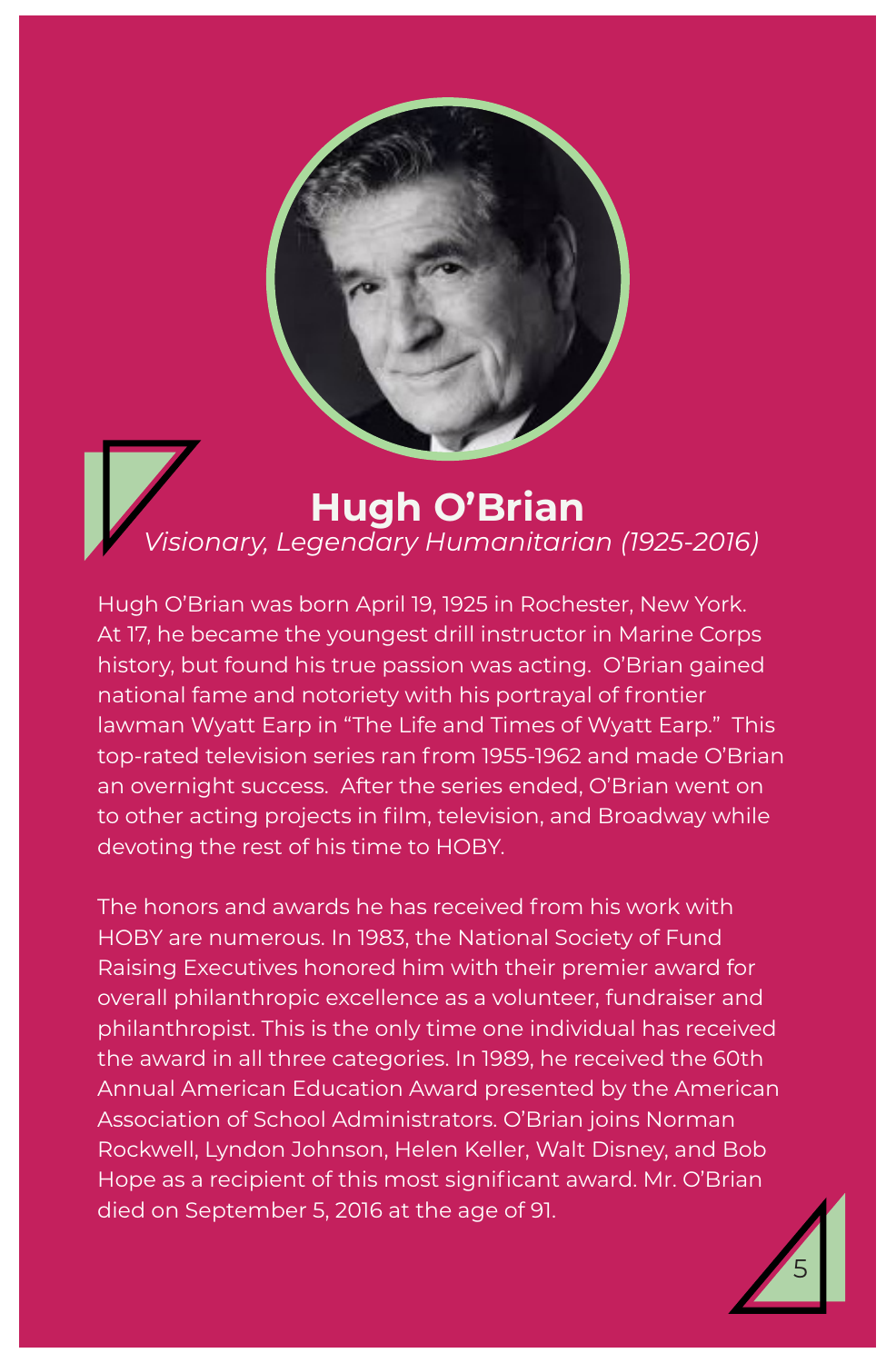# Hugh O'Brian

*Visionary, Legendary Humanitarian (1925-2016)*

Hugh O'Brian was born April 19, 1925 in Rochester, New York. At 17, he became the youngest drill instructor in Marine Corps history, but found his true passion was acting. O'Brian gained national fame and notoriety with his portrayal of frontier lawman Wyatt Earp in "The Life and Times of Wyatt Earp." This top-rated television series ran from 1955-1962 and made O'Brian an overnight success. After the series ended, O'Brian went on to other acting projects in film, television, and Broadway while devoting the rest of his time to HOBY.

The honors and awards he has received from his work with HOBY are numerous. In 1983, the National Society of Fund Raising Executives honored him with their premier award for overall philanthropic excellence as a volunteer, fundraiser and philanthropist. This is the only time one individual has received the award in all three categories. In 1989, he received the 60th Annual American Education Award presented by the American Association of School Administrators. O'Brian joins Norman Rockwell, Lyndon Johnson, Helen Keller, Walt Disney, and Bob Hope as a recipient of this most significant award. Mr. O'Brian died on September 5, 2016 at the age of 91.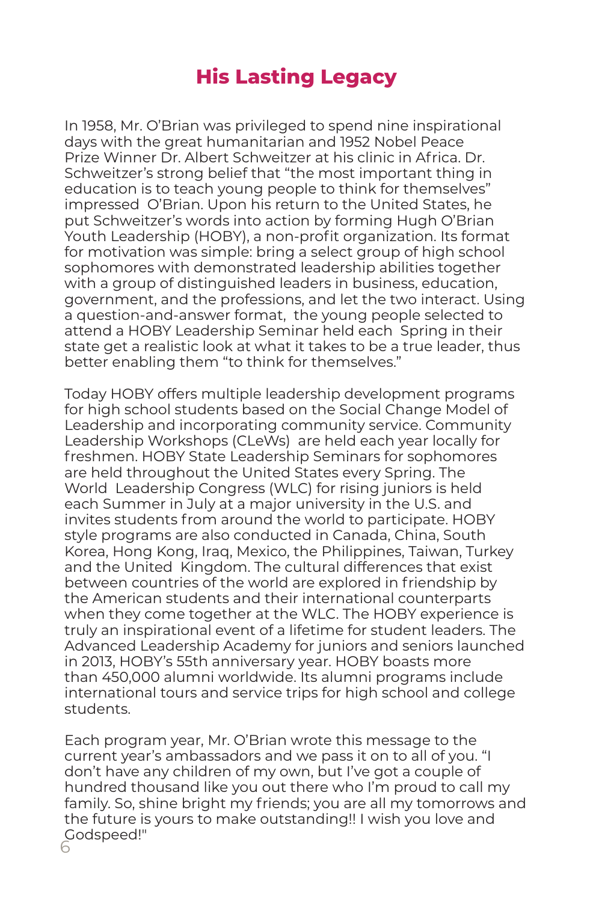# His Lasting Legacy

In 1958, Mr. O'Brian was privileged to spend nine inspirational days with the great humanitarian and 1952 Nobel Peace Prize Winner Dr. Albert Schweitzer at his clinic in Africa. Dr. Schweitzer's strong belief that "the most important thing in education is to teach young people to think for themselves" impressed O'Brian. Upon his return to the United States, he put Schweitzer's words into action by forming Hugh O'Brian Youth Leadership (HOBY), a non-profit organization. Its format for motivation was simple: bring a select group of high school sophomores with demonstrated leadership abilities together with a group of distinguished leaders in business, education, government, and the professions, and let the two interact. Using a question-and-answer format, the young people selected to attend a HOBY Leadership Seminar held each Spring in their state get a realistic look at what it takes to be a true leader, thus better enabling them "to think for themselves."

Today HOBY offers multiple leadership development programs for high school students based on the Social Change Model of Leadership and incorporating community service. Community Leadership Workshops (CLeWs) are held each year locally for freshmen. HOBY State Leadership Seminars for sophomores are held throughout the United States every Spring. The World Leadership Congress (WLC) for rising juniors is held each Summer in July at a major university in the U.S. and invites students from around the world to participate. HOBY style programs are also conducted in Canada, China, South Korea, Hong Kong, Iraq, Mexico, the Philippines, Taiwan, Turkey and the United Kingdom. The cultural differences that exist between countries of the world are explored in friendship by the American students and their international counterparts when they come together at the WLC. The HOBY experience is truly an inspirational event of a lifetime for student leaders. The Advanced Leadership Academy for juniors and seniors launched in 2013, HOBY's 55th anniversary year. HOBY boasts more than 450,000 alumni worldwide. Its alumni programs include international tours and service trips for high school and college students.

Each program year, Mr. O'Brian wrote this message to the current year's ambassadors and we pass it on to all of you. "I don't have any children of my own, but I've got a couple of hundred thousand like you out there who I'm proud to call my family. So, shine bright my friends; you are all my tomorrows and the future is yours to make outstanding!! I wish you love and Godspeed!"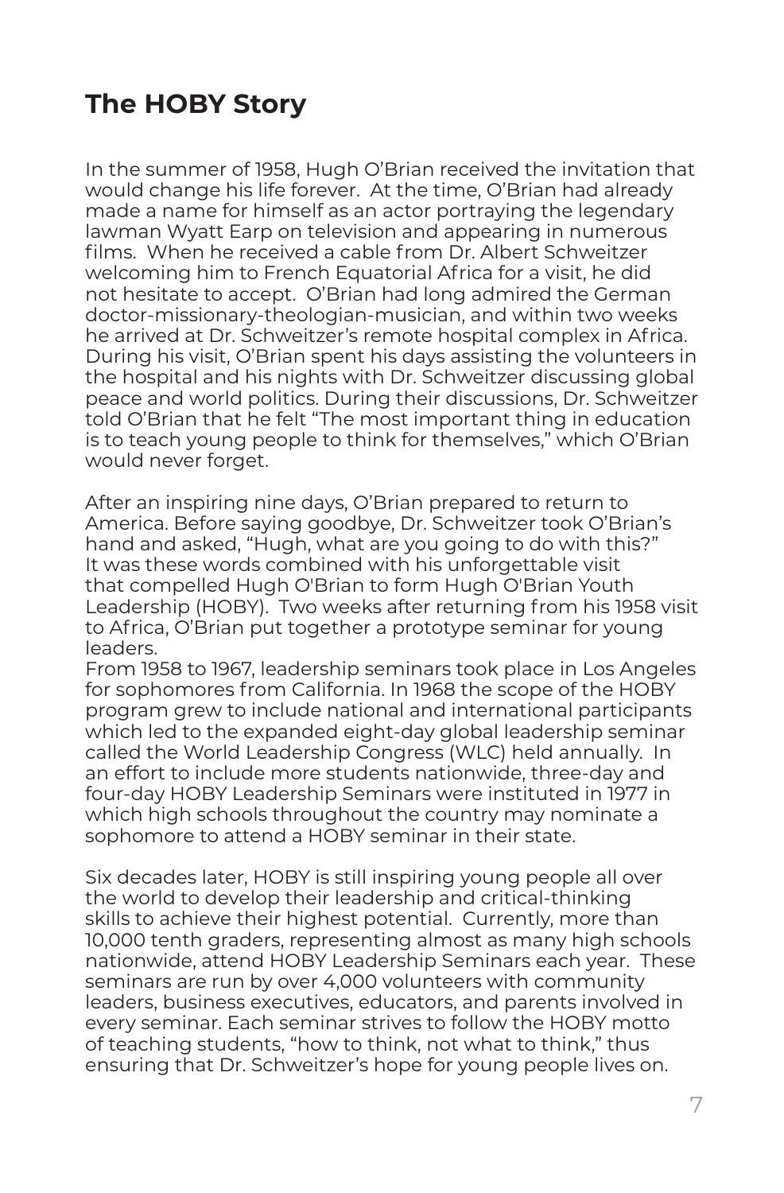## The HOBY Story

In the summer of 1958, Hugh O'Brian received the invitation that would change his life forever. At the time, O'Brian had already made a name for himself as an actor portraying the legendary lawman Wyatt Earp on television and appearing in numerous films. When he received a cable from Dr. Albert Schweitzer welcoming him to French Equatorial Africa for a visit, he did not hesitate to accept. O'Brian had long admired the German doctor-missionary-theologian-musician, and within two weeks he arrived at Dr. Schweitzer's remote hospital complex in Africa. During his visit, O'Brian spent his days assisting the volunteers in the hospital and his nights with Dr. Schweitzer discussing global peace and world politics. During their discussions, Dr. Schweitzer told O'Brian that he felt "The most important thing in education is to teach young people to think for themselves," which O'Brian would never forget.

After an inspiring nine days, O'Brian prepared to return to America. Before saying goodbye, Dr. Schweitzer took O'Brian's hand and asked, "Hugh, what are you going to do with this?" It was these words combined with his unforgettable visit that compelled Hugh O'Brian to form Hugh O'Brian Youth Leadership (HOBY). Two weeks after returning from his 1958 visit to Africa, O'Brian put together a prototype seminar for young leaders.

From 1958 to 1967, leadership seminars took place in Los Angeles for sophomores from California. In 1968 the scope of the HOBY program grew to include national and international participants which led to the expanded eight-day global leadership seminar called the World Leadership Congress (WLC) held annually. In an effort to include more students nationwide, three-day and four-day HOBY Leadership Seminars were instituted in 1977 in which high schools throughout the country may nominate a sophomore to attend a HOBY seminar in their state.

Six decades later, HOBY is still inspiring young people all over the world to develop their leadership and critical-thinking skills to achieve their highest potential. Currently, more than 10,000 tenth graders, representing almost as many high schools nationwide, attend HOBY Leadership Seminars each year. These seminars are run by over 4,000 volunteers with community leaders, business executives, educators, and parents involved in every seminar. Each seminar strives to follow the HOBY motto of teaching students, "how to think, not what to think," thus ensuring that Dr. Schweitzer's hope for young people lives on.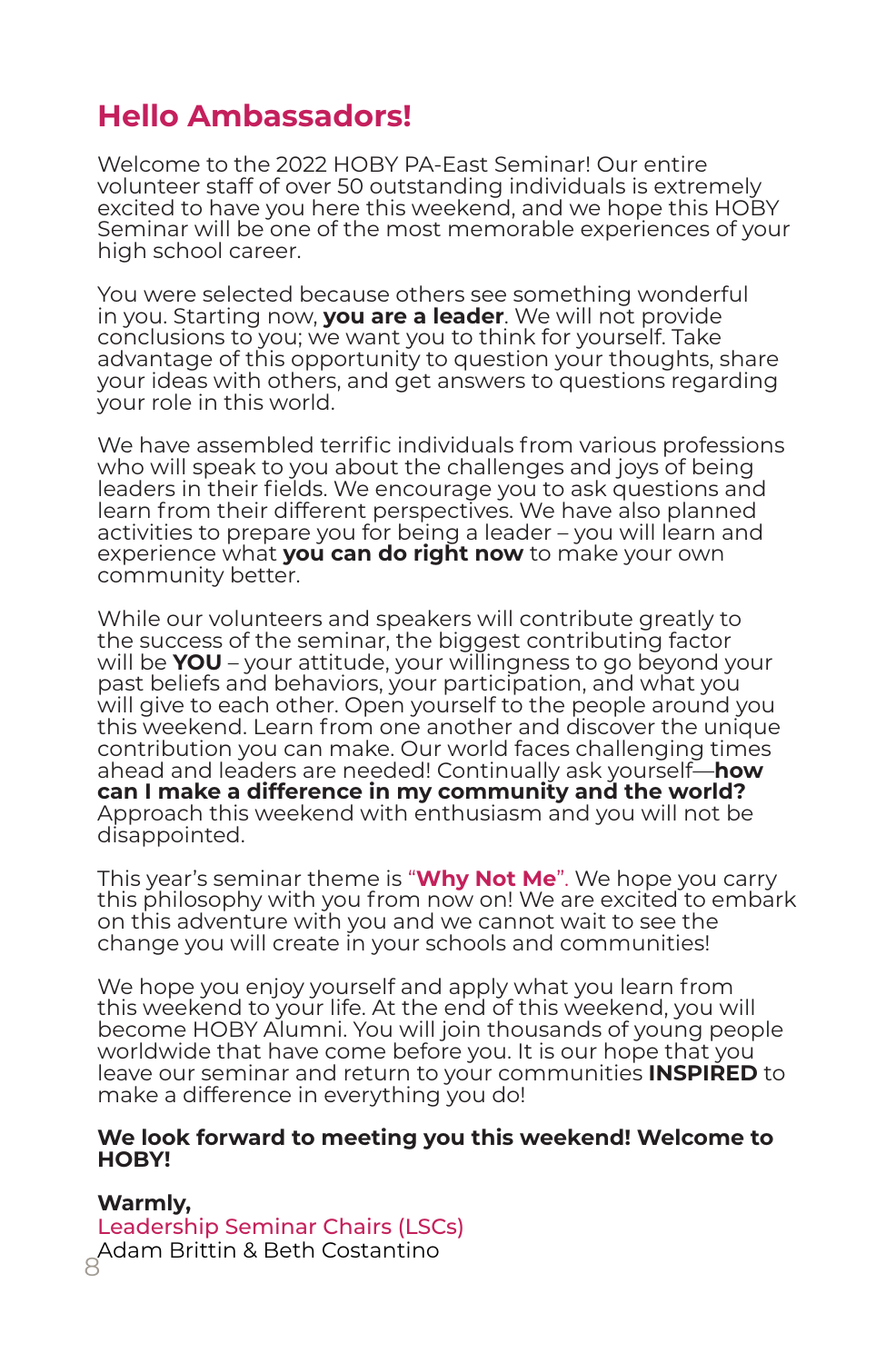# Hello Ambassadors!

Welcome to the 2022 HOBY PA-East Seminar! Our entire volunteer staff of over 50 outstanding individuals is extremely excited to have you here this weekend, and we hope this HOBY Seminar will be one of the most memorable experiences of your high school career.

You were selected because others see something wonderful in you. Starting now, **you are a leader**. We will not provide conclusions to you; we want you to think for yourself. Take advantage of this opportunity to question your thoughts, share your ideas with others, and get answers to questions regarding your role in this world.

We have assembled terrific individuals from various professions who will speak to you about the challenges and joys of being leaders in their fields. We encourage you to ask questions and learn from their different perspectives. We have also planned activities to prepare you for being a leader – you will learn and experience what **you can do right now** to make your own community better.

While our volunteers and speakers will contribute greatly to the success of the seminar, the biggest contributing factor will be **YOU** – your attitude, your willingness to go beyond your past beliefs and behaviors, your participation, and what you will give to each other. Open yourself to the people around you this weekend. Learn from one another and discover the unique contribution you can make. Our world faces challenging times ahead and leaders are needed! Continually ask yourself—**how can I make a difference in my community and the world?** Approach this weekend with enthusiasm and you will not be disappointed.

This year's seminar theme is "**Why Not Me**". We hope you carry this philosophy with you from now on! We are excited to embark on this adventure with you and we cannot wait to see the change you will create in your schools and communities!

We hope you enjoy yourself and apply what you learn from this weekend to your life. At the end of this weekend, you will become HOBY Alumni. You will join thousands of young people worldwide that have come before you. It is our hope that you leave our seminar and return to your communities **INSPIRED** to make a difference in everything you do!

**We look forward to meeting you this weekend! Welcome to HOBY!**

**Warmly,**
Leadership Seminar Chairs (LSCs)
Adam Brittin & Beth Costantino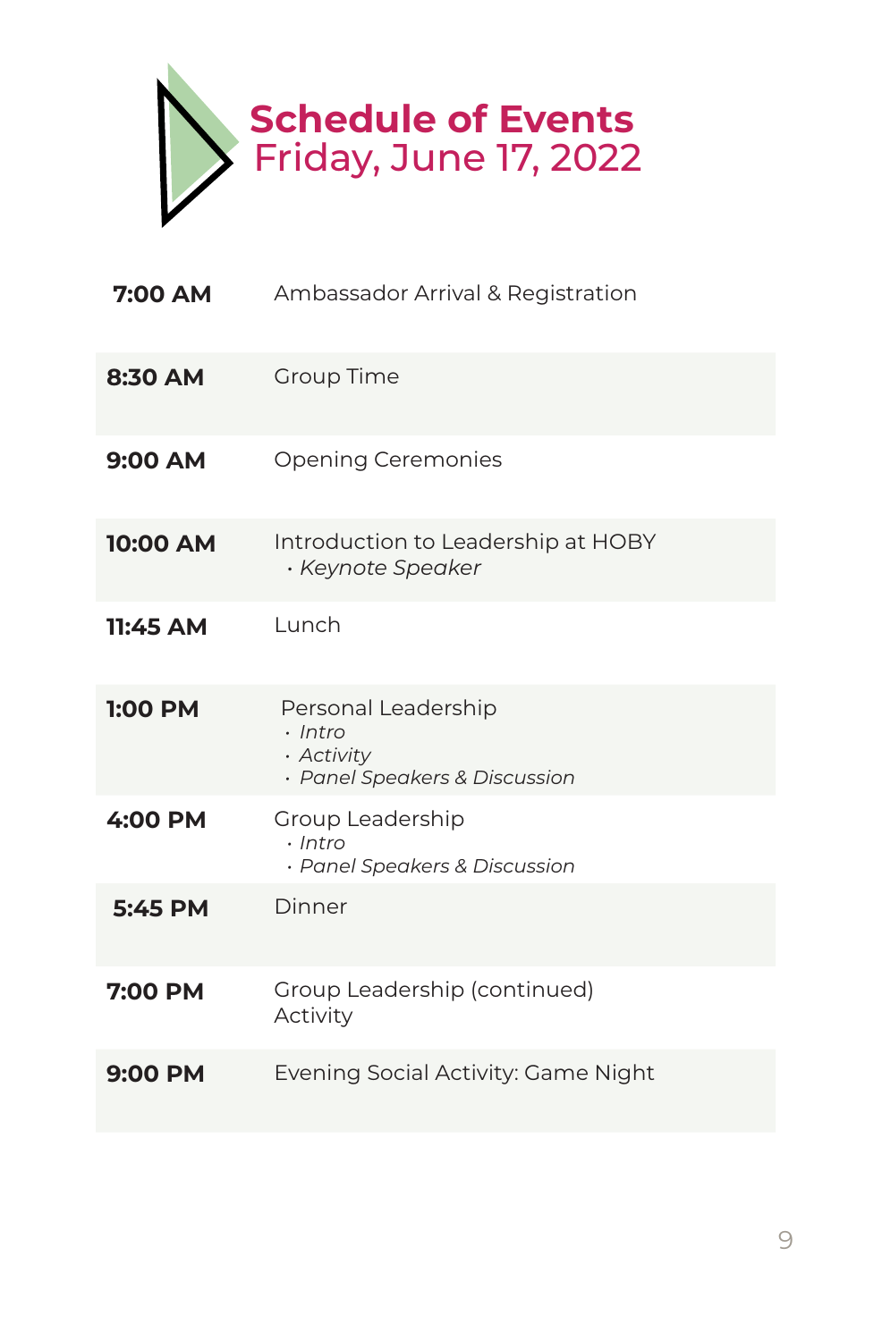# Schedule of Events
## Friday, June 17, 2022

| Time | Event |
|---|---|
| **7:00 AM** | Ambassador Arrival & Registration |
| **8:30 AM** | Group Time |
| **9:00 AM** | Opening Ceremonies |
| **10:00 AM** | Introduction to Leadership at HOBY<br>• *Keynote Speaker* |
| **11:45 AM** | Lunch |
| **1:00 PM** | Personal Leadership<br>• *Intro*<br>• *Activity*<br>• *Panel Speakers & Discussion* |
| **4:00 PM** | Group Leadership<br>• *Intro*<br>• *Panel Speakers & Discussion* |
| **5:45 PM** | Dinner |
| **7:00 PM** | Group Leadership (continued)<br>Activity |
| **9:00 PM** | Evening Social Activity: Game Night |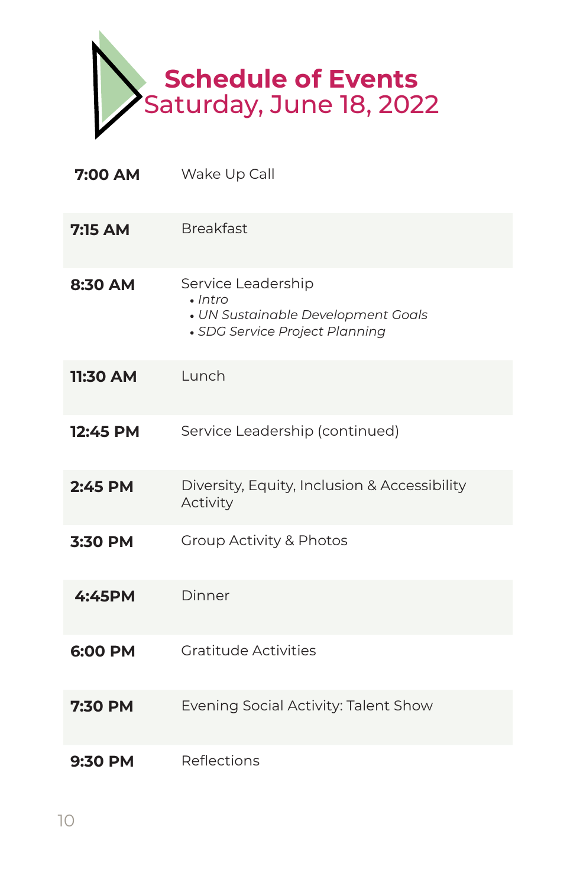# Schedule of Events
## Saturday, June 18, 2022

| | |
|---|---|
| **7:00 AM** | Wake Up Call |
| **7:15 AM** | Breakfast |
| **8:30 AM** | Service Leadership<br>• *Intro*<br>• *UN Sustainable Development Goals*<br>• *SDG Service Project Planning* |
| **11:30 AM** | Lunch |
| **12:45 PM** | Service Leadership (continued) |
| **2:45 PM** | Diversity, Equity, Inclusion & Accessibility Activity |
| **3:30 PM** | Group Activity & Photos |
| **4:45PM** | Dinner |
| **6:00 PM** | Gratitude Activities |
| **7:30 PM** | Evening Social Activity: Talent Show |
| **9:30 PM** | Reflections |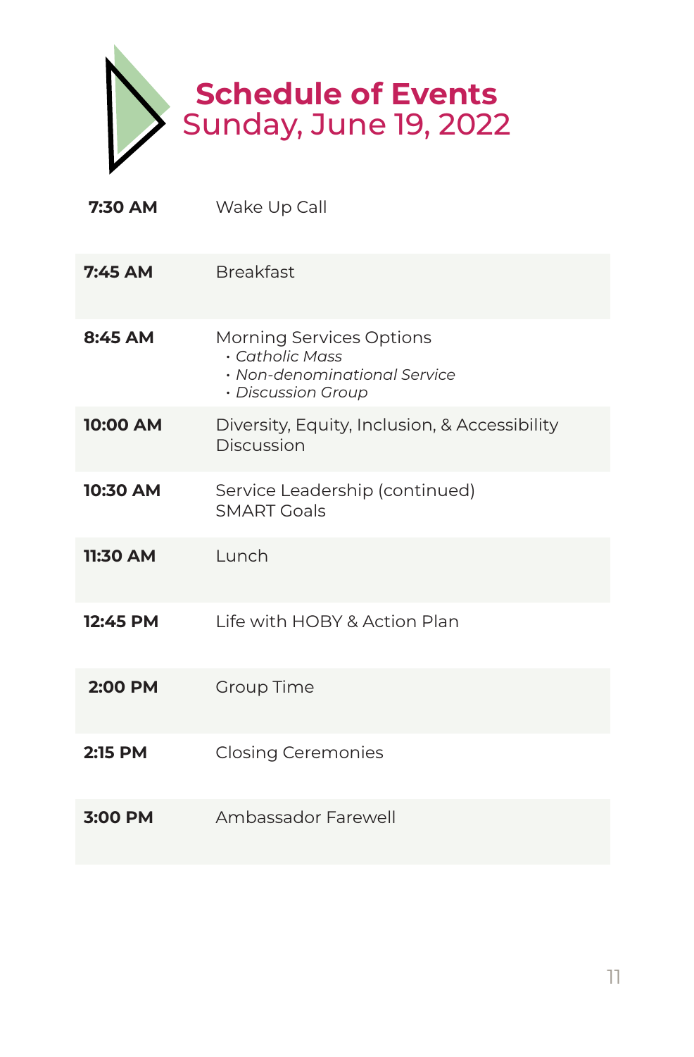# Schedule of Events
## Sunday, June 19, 2022

| | |
|---|---|
| **7:30 AM** | Wake Up Call |
| **7:45 AM** | Breakfast |
| **8:45 AM** | Morning Services Options<br>• *Catholic Mass*<br>• *Non-denominational Service*<br>• *Discussion Group* |
| **10:00 AM** | Diversity, Equity, Inclusion, & Accessibility Discussion |
| **10:30 AM** | Service Leadership (continued)<br>SMART Goals |
| **11:30 AM** | Lunch |
| **12:45 PM** | Life with HOBY & Action Plan |
| **2:00 PM** | Group Time |
| **2:15 PM** | Closing Ceremonies |
| **3:00 PM** | Ambassador Farewell |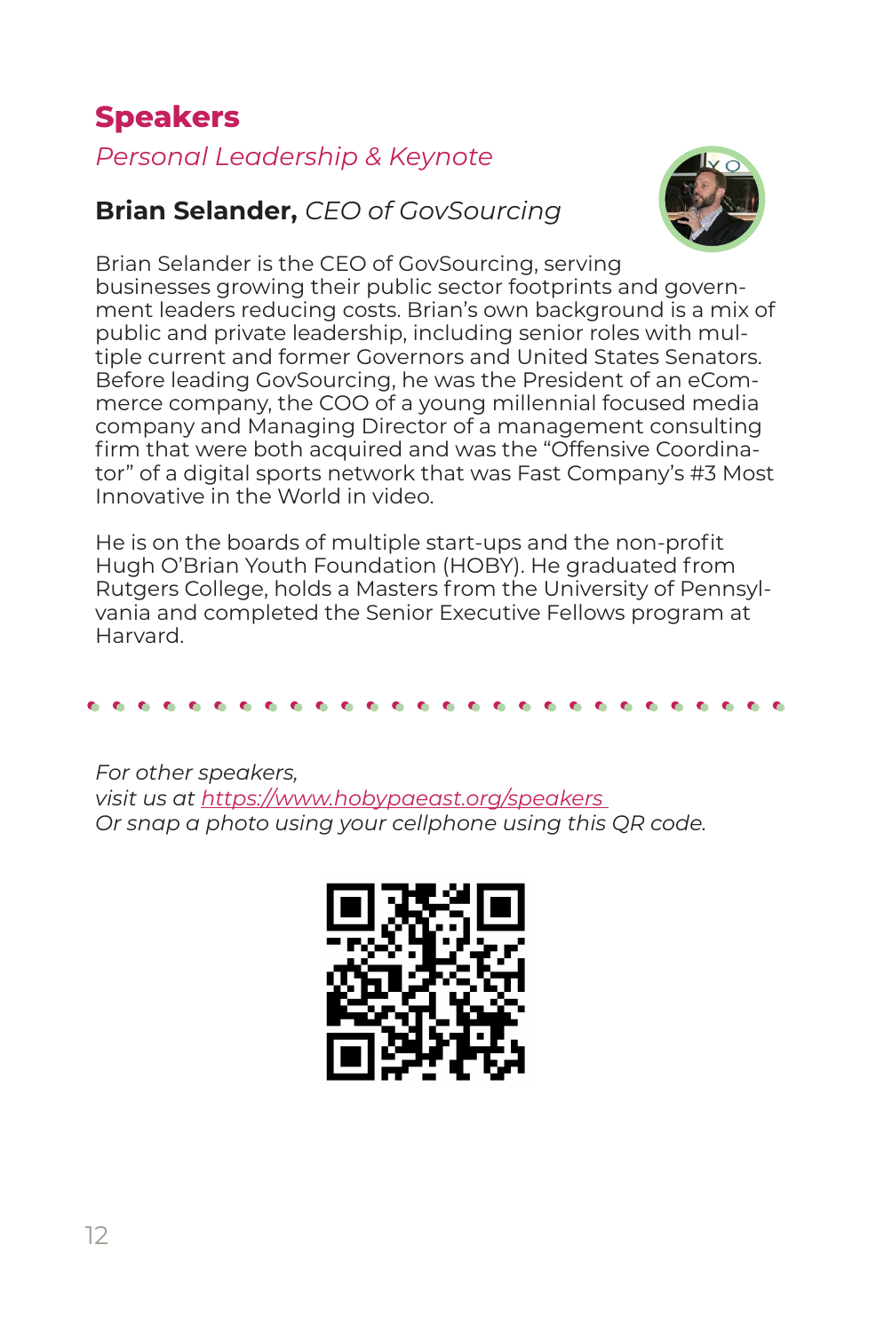## Speakers

*Personal Leadership & Keynote*

### **Brian Selander,** *CEO of GovSourcing*

Brian Selander is the CEO of GovSourcing, serving businesses growing their public sector footprints and government leaders reducing costs. Brian's own background is a mix of public and private leadership, including senior roles with multiple current and former Governors and United States Senators. Before leading GovSourcing, he was the President of an eCommerce company, the COO of a young millennial focused media company and Managing Director of a management consulting firm that were both acquired and was the "Offensive Coordinator" of a digital sports network that was Fast Company's #3 Most Innovative in the World in video.

He is on the boards of multiple start-ups and the non-profit Hugh O'Brian Youth Foundation (HOBY). He graduated from Rutgers College, holds a Masters from the University of Pennsylvania and completed the Senior Executive Fellows program at Harvard.

*For other speakers,*
*visit us at [https://www.hobypaeast.org/speakers](https://www.hobypaeast.org/speakers)*
*Or snap a photo using your cellphone using this QR code.*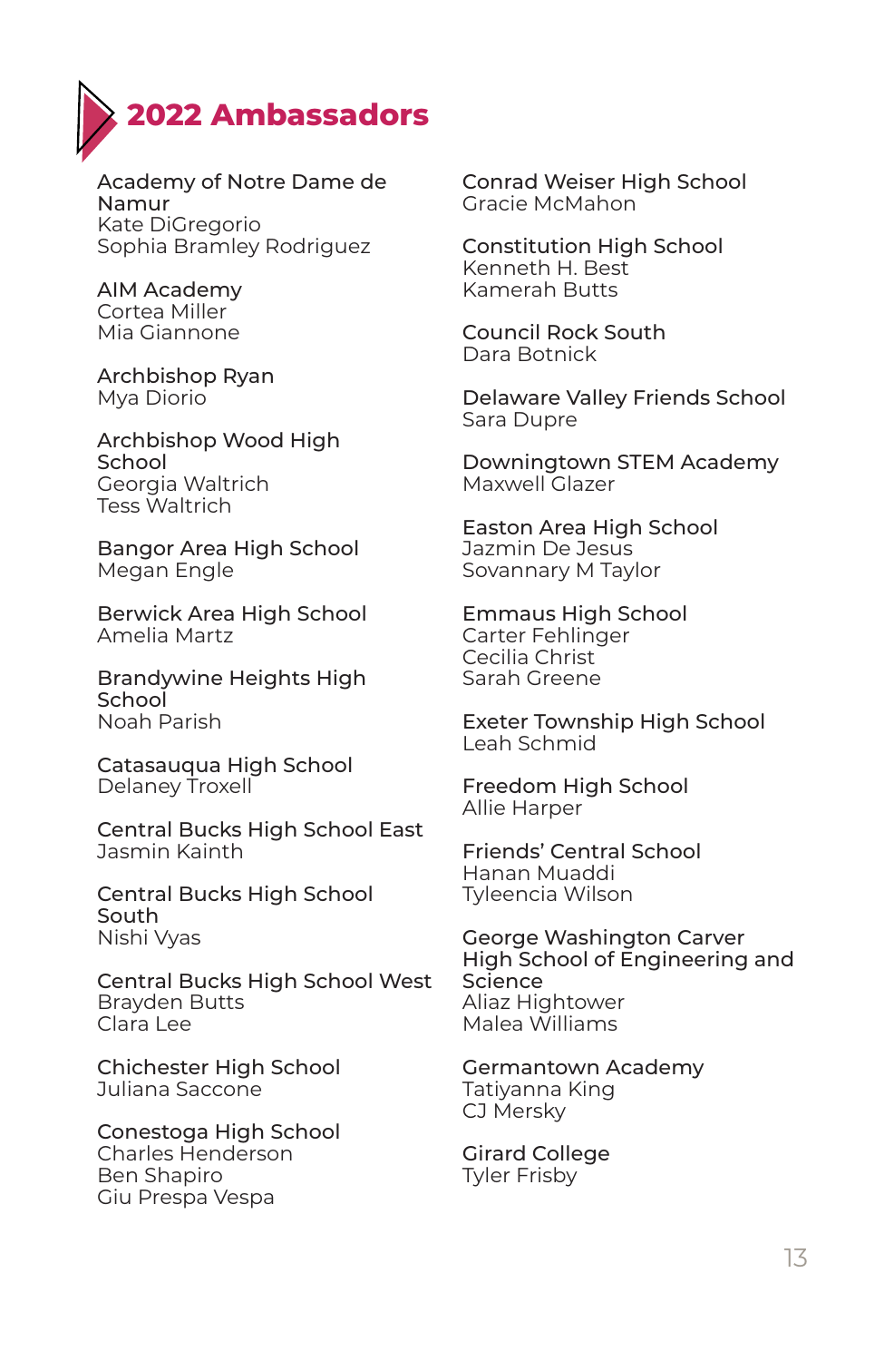## 2022 Ambassadors

Academy of Notre Dame de Namur
Kate DiGregorio
Sophia Bramley Rodriguez

AIM Academy
Cortea Miller
Mia Giannone

Archbishop Ryan
Mya Diorio

Archbishop Wood High School
Georgia Waltrich
Tess Waltrich

Bangor Area High School
Megan Engle

Berwick Area High School
Amelia Martz

Brandywine Heights High School
Noah Parish

Catasauqua High School
Delaney Troxell

Central Bucks High School East
Jasmin Kainth

Central Bucks High School South
Nishi Vyas

Central Bucks High School West
Brayden Butts
Clara Lee

Chichester High School
Juliana Saccone

Conestoga High School
Charles Henderson
Ben Shapiro
Giu Prespa Vespa

Conrad Weiser High School
Gracie McMahon

Constitution High School
Kenneth H. Best
Kamerah Butts

Council Rock South
Dara Botnick

Delaware Valley Friends School
Sara Dupre

Downingtown STEM Academy
Maxwell Glazer

Easton Area High School
Jazmin De Jesus
Sovannary M Taylor

Emmaus High School
Carter Fehlinger
Cecilia Christ
Sarah Greene

Exeter Township High School
Leah Schmid

Freedom High School
Allie Harper

Friends' Central School
Hanan Muaddi
Tyleencia Wilson

George Washington Carver High School of Engineering and Science
Aliaz Hightower
Malea Williams

Germantown Academy
Tatiyanna King
CJ Mersky

Girard College
Tyler Frisby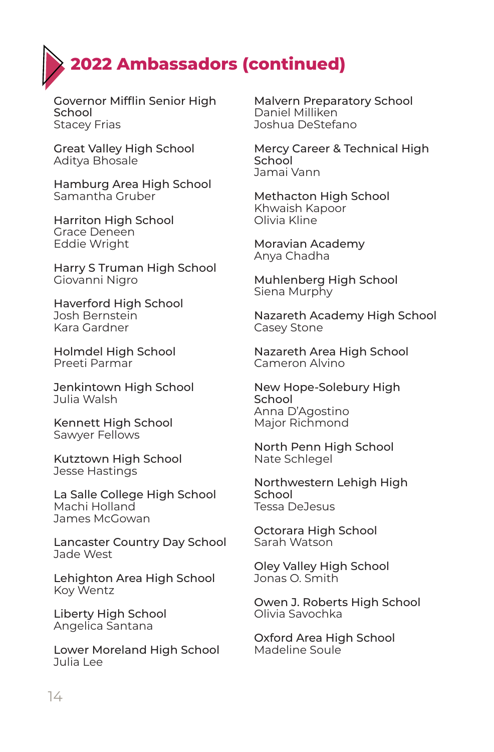## 2022 Ambassadors (continued)

Governor Mifflin Senior High School
Stacey Frias

Great Valley High School
Aditya Bhosale

Hamburg Area High School
Samantha Gruber

Harriton High School
Grace Deneen
Eddie Wright

Harry S Truman High School
Giovanni Nigro

Haverford High School
Josh Bernstein
Kara Gardner

Holmdel High School
Preeti Parmar

Jenkintown High School
Julia Walsh

Kennett High School
Sawyer Fellows

Kutztown High School
Jesse Hastings

La Salle College High School
Machi Holland
James McGowan

Lancaster Country Day School
Jade West

Lehighton Area High School
Koy Wentz

Liberty High School
Angelica Santana

Lower Moreland High School
Julia Lee

Malvern Preparatory School
Daniel Milliken
Joshua DeStefano

Mercy Career & Technical High School
Jamai Vann

Methacton High School
Khwaish Kapoor
Olivia Kline

Moravian Academy
Anya Chadha

Muhlenberg High School
Siena Murphy

Nazareth Academy High School
Casey Stone

Nazareth Area High School
Cameron Alvino

New Hope-Solebury High School
Anna D'Agostino
Major Richmond

North Penn High School
Nate Schlegel

Northwestern Lehigh High School
Tessa DeJesus

Octorara High School
Sarah Watson

Oley Valley High School
Jonas O. Smith

Owen J. Roberts High School
Olivia Savochka

Oxford Area High School
Madeline Soule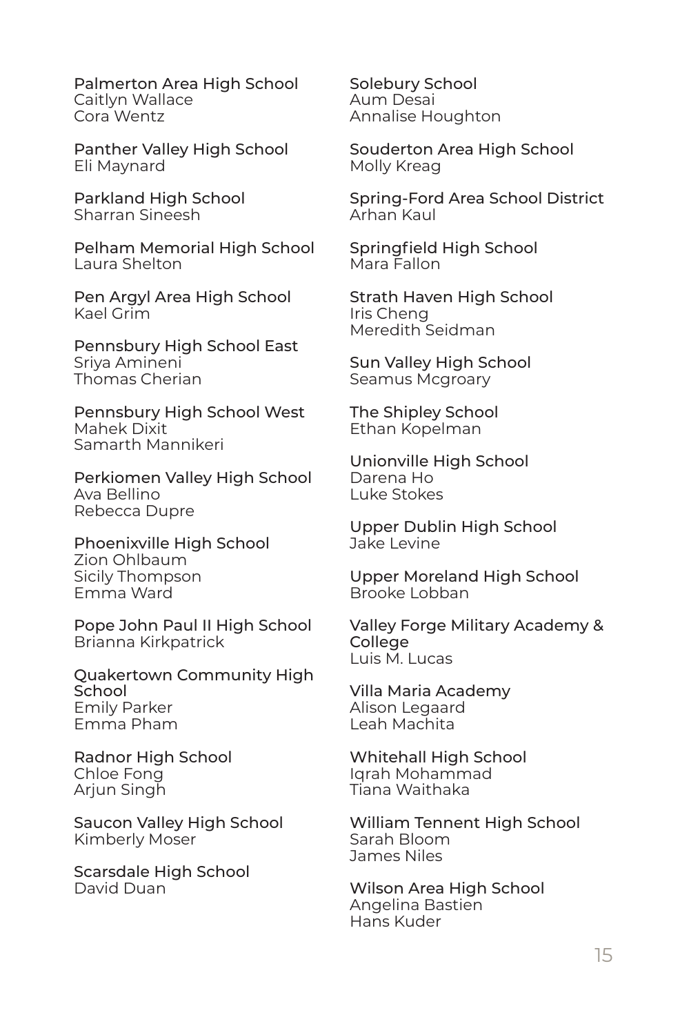Palmerton Area High School
Caitlyn Wallace
Cora Wentz

Panther Valley High School
Eli Maynard

Parkland High School
Sharran Sineesh

Pelham Memorial High School
Laura Shelton

Pen Argyl Area High School
Kael Grim

Pennsbury High School East
Sriya Amineni
Thomas Cherian

Pennsbury High School West
Mahek Dixit
Samarth Mannikeri

Perkiomen Valley High School
Ava Bellino
Rebecca Dupre

Phoenixville High School
Zion Ohlbaum
Sicily Thompson
Emma Ward

Pope John Paul II High School
Brianna Kirkpatrick

Quakertown Community High School
Emily Parker
Emma Pham

Radnor High School
Chloe Fong
Arjun Singh

Saucon Valley High School
Kimberly Moser

Scarsdale High School
David Duan

Solebury School
Aum Desai
Annalise Houghton

Souderton Area High School
Molly Kreag

Spring-Ford Area School District
Arhan Kaul

Springfield High School
Mara Fallon

Strath Haven High School
Iris Cheng
Meredith Seidman

Sun Valley High School
Seamus Mcgroary

The Shipley School
Ethan Kopelman

Unionville High School
Darena Ho
Luke Stokes

Upper Dublin High School
Jake Levine

Upper Moreland High School
Brooke Lobban

Valley Forge Military Academy & College
Luis M. Lucas

Villa Maria Academy
Alison Legaard
Leah Machita

Whitehall High School
Iqrah Mohammad
Tiana Waithaka

William Tennent High School
Sarah Bloom
James Niles

Wilson Area High School
Angelina Bastien
Hans Kuder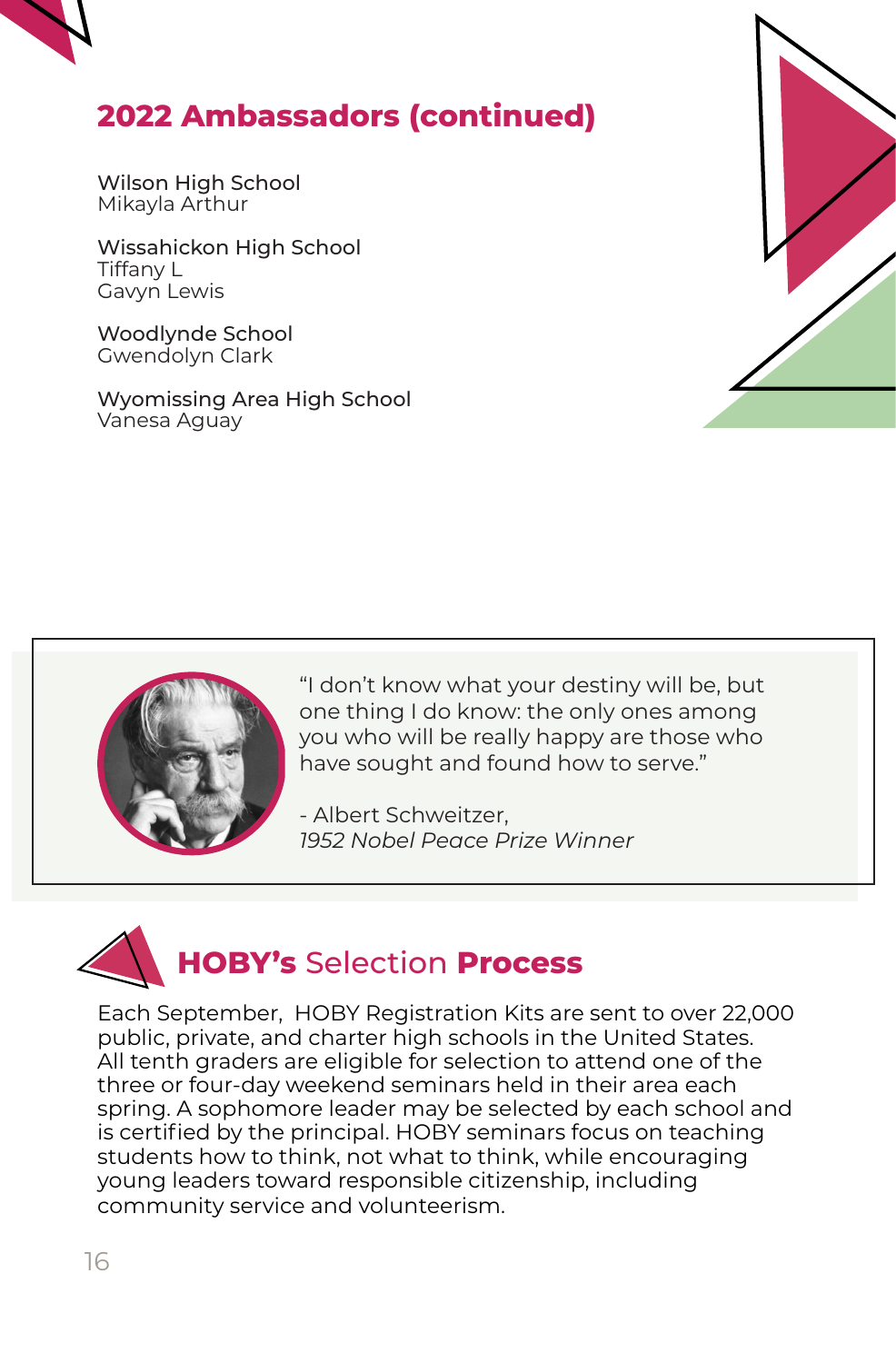## 2022 Ambassadors (continued)

Wilson High School
Mikayla Arthur

Wissahickon High School
Tiffany L
Gavyn Lewis

Woodlynde School
Gwendolyn Clark

Wyomissing Area High School
Vanesa Aguay

"I don't know what your destiny will be, but one thing I do know: the only ones among you who will be really happy are those who have sought and found how to serve."

- Albert Schweitzer,
*1952 Nobel Peace Prize Winner*

## HOBY's Selection Process

Each September, HOBY Registration Kits are sent to over 22,000 public, private, and charter high schools in the United States. All tenth graders are eligible for selection to attend one of the three or four-day weekend seminars held in their area each spring. A sophomore leader may be selected by each school and is certified by the principal. HOBY seminars focus on teaching students how to think, not what to think, while encouraging young leaders toward responsible citizenship, including community service and volunteerism.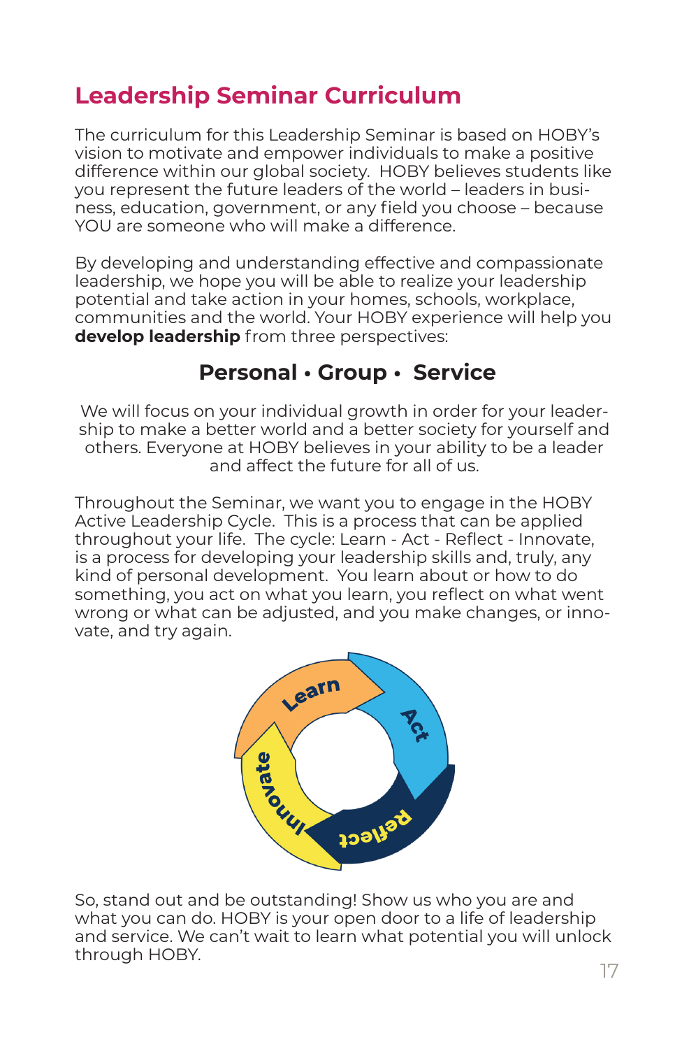# Leadership Seminar Curriculum

The curriculum for this Leadership Seminar is based on HOBY's vision to motivate and empower individuals to make a positive difference within our global society. HOBY believes students like you represent the future leaders of the world – leaders in business, education, government, or any field you choose – because YOU are someone who will make a difference.

By developing and understanding effective and compassionate leadership, we hope you will be able to realize your leadership potential and take action in your homes, schools, workplace, communities and the world. Your HOBY experience will help you **develop leadership** from three perspectives:

## Personal • Group • Service

We will focus on your individual growth in order for your leadership to make a better world and a better society for yourself and others. Everyone at HOBY believes in your ability to be a leader and affect the future for all of us.

Throughout the Seminar, we want you to engage in the HOBY Active Leadership Cycle. This is a process that can be applied throughout your life. The cycle: Learn - Act - Reflect - Innovate, is a process for developing your leadership skills and, truly, any kind of personal development. You learn about or how to do something, you act on what you learn, you reflect on what went wrong or what can be adjusted, and you make changes, or innovate, and try again.

Learn → Act → Reflect → Innovate

So, stand out and be outstanding! Show us who you are and what you can do. HOBY is your open door to a life of leadership and service. We can't wait to learn what potential you will unlock through HOBY.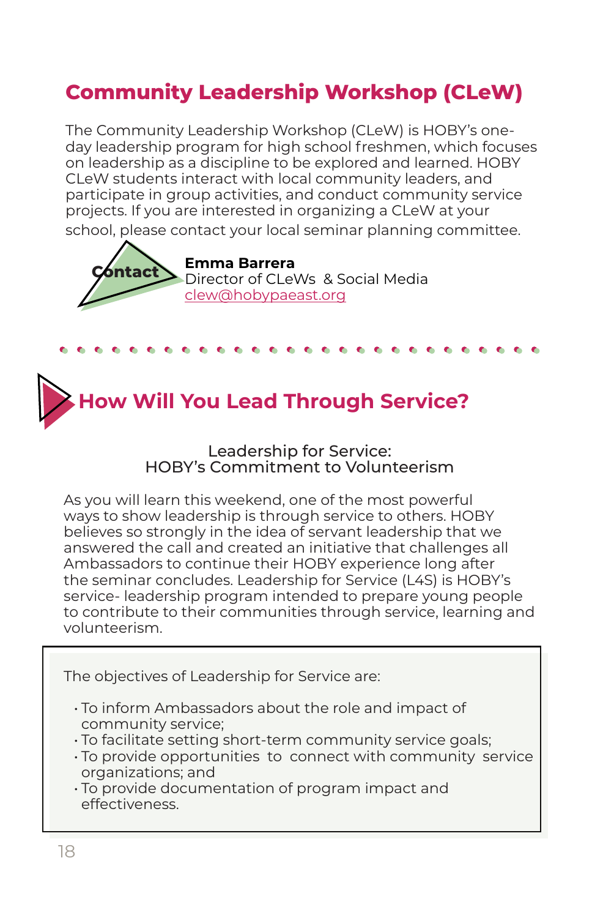## Community Leadership Workshop (CLeW)

The Community Leadership Workshop (CLeW) is HOBY's one-day leadership program for high school freshmen, which focuses on leadership as a discipline to be explored and learned. HOBY CLeW students interact with local community leaders, and participate in group activities, and conduct community service projects. If you are interested in organizing a CLeW at your school, please contact your local seminar planning committee.

**Contact**

**Emma Barrera**
Director of CLeWs & Social Media
clew@hobypaeast.org

## How Will You Lead Through Service?

### Leadership for Service: HOBY's Commitment to Volunteerism

As you will learn this weekend, one of the most powerful ways to show leadership is through service to others. HOBY believes so strongly in the idea of servant leadership that we answered the call and created an initiative that challenges all Ambassadors to continue their HOBY experience long after the seminar concludes. Leadership for Service (L4S) is HOBY's service- leadership program intended to prepare young people to contribute to their communities through service, learning and volunteerism.

The objectives of Leadership for Service are:

- To inform Ambassadors about the role and impact of community service;
- To facilitate setting short-term community service goals;
- To provide opportunities to connect with community service organizations; and
- To provide documentation of program impact and effectiveness.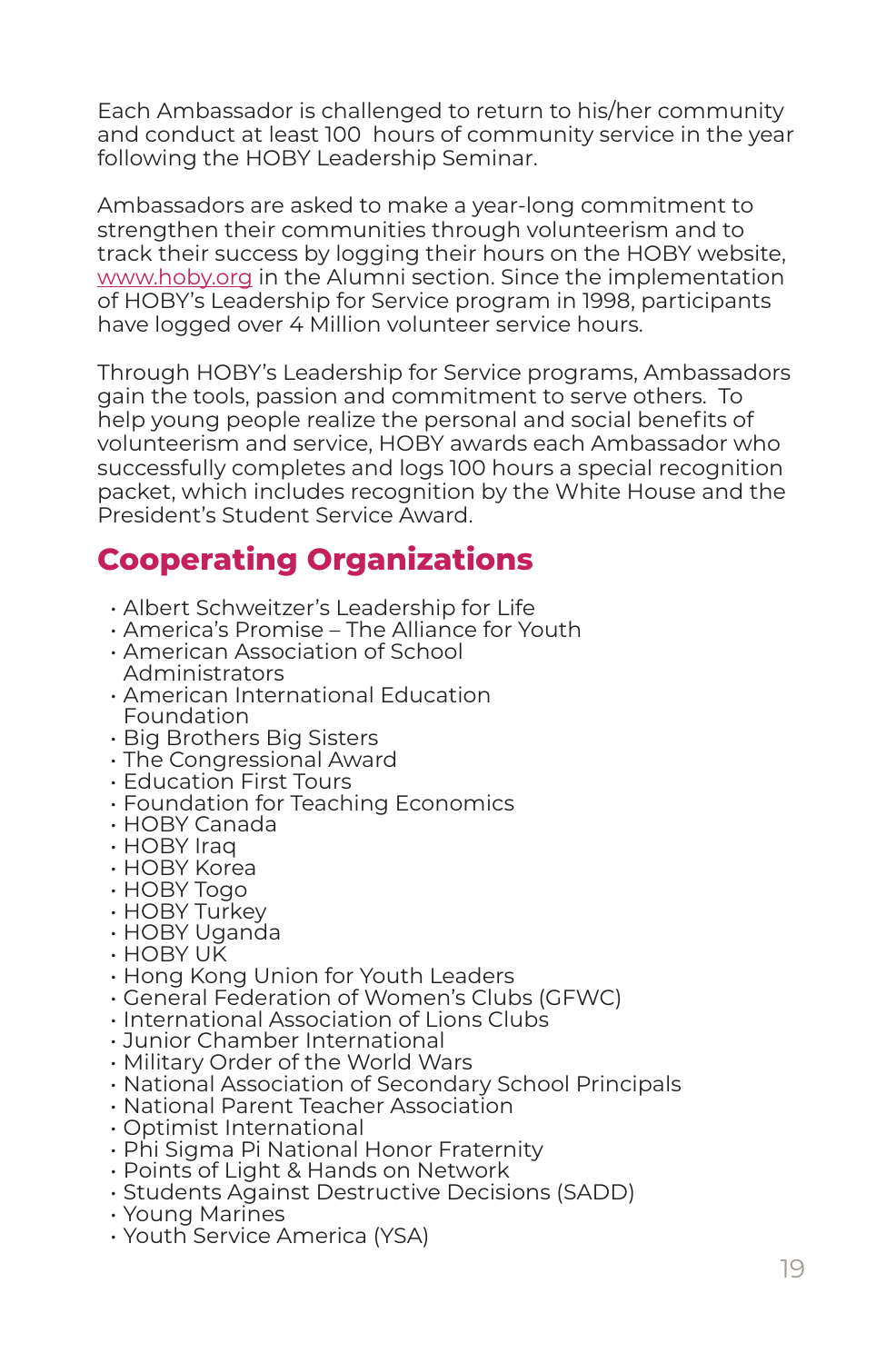Each Ambassador is challenged to return to his/her community and conduct at least 100 hours of community service in the year following the HOBY Leadership Seminar.

Ambassadors are asked to make a year-long commitment to strengthen their communities through volunteerism and to track their success by logging their hours on the HOBY website, www.hoby.org in the Alumni section. Since the implementation of HOBY's Leadership for Service program in 1998, participants have logged over 4 Million volunteer service hours.

Through HOBY's Leadership for Service programs, Ambassadors gain the tools, passion and commitment to serve others. To help young people realize the personal and social benefits of volunteerism and service, HOBY awards each Ambassador who successfully completes and logs 100 hours a special recognition packet, which includes recognition by the White House and the President's Student Service Award.

## Cooperating Organizations

- Albert Schweitzer's Leadership for Life
- America's Promise – The Alliance for Youth
- American Association of School Administrators
- American International Education Foundation
- Big Brothers Big Sisters
- The Congressional Award
- Education First Tours
- Foundation for Teaching Economics
- HOBY Canada
- HOBY Iraq
- HOBY Korea
- HOBY Togo
- HOBY Turkey
- HOBY Uganda
- HOBY UK
- Hong Kong Union for Youth Leaders
- General Federation of Women's Clubs (GFWC)
- International Association of Lions Clubs
- Junior Chamber International
- Military Order of the World Wars
- National Association of Secondary School Principals
- National Parent Teacher Association
- Optimist International
- Phi Sigma Pi National Honor Fraternity
- Points of Light & Hands on Network
- Students Against Destructive Decisions (SADD)
- Young Marines
- Youth Service America (YSA)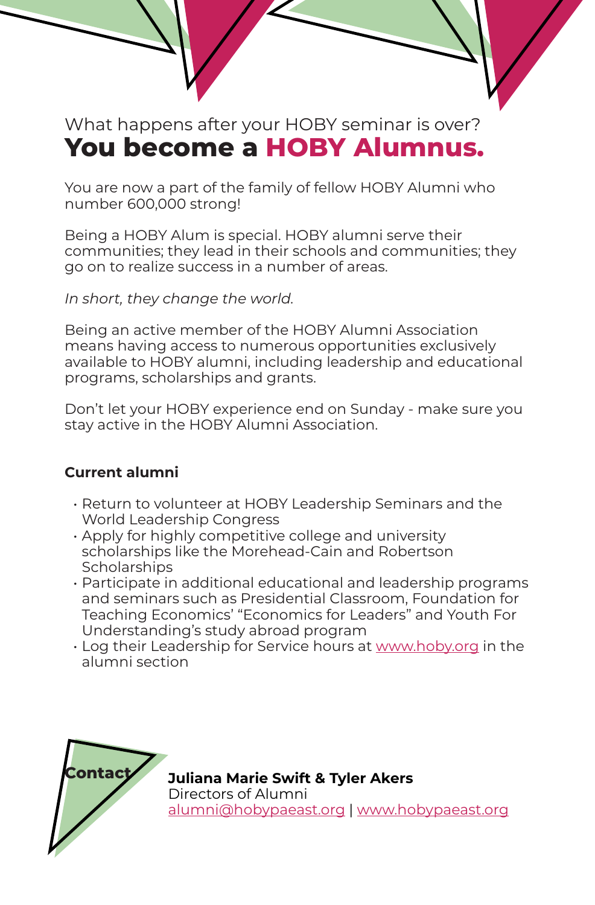What happens after your HOBY seminar is over?

# You become a **HOBY Alumnus.**

You are now a part of the family of fellow HOBY Alumni who number 600,000 strong!

Being a HOBY Alum is special. HOBY alumni serve their communities; they lead in their schools and communities; they go on to realize success in a number of areas.

*In short, they change the world.*

Being an active member of the HOBY Alumni Association means having access to numerous opportunities exclusively available to HOBY alumni, including leadership and educational programs, scholarships and grants.

Don't let your HOBY experience end on Sunday - make sure you stay active in the HOBY Alumni Association.

**Current alumni**

- Return to volunteer at HOBY Leadership Seminars and the World Leadership Congress
- Apply for highly competitive college and university scholarships like the Morehead-Cain and Robertson Scholarships
- Participate in additional educational and leadership programs and seminars such as Presidential Classroom, Foundation for Teaching Economics' "Economics for Leaders" and Youth For Understanding's study abroad program
- Log their Leadership for Service hours at www.hoby.org in the alumni section

**Contact**

**Juliana Marie Swift & Tyler Akers**
Directors of Alumni
alumni@hobypaeast.org | www.hobypaeast.org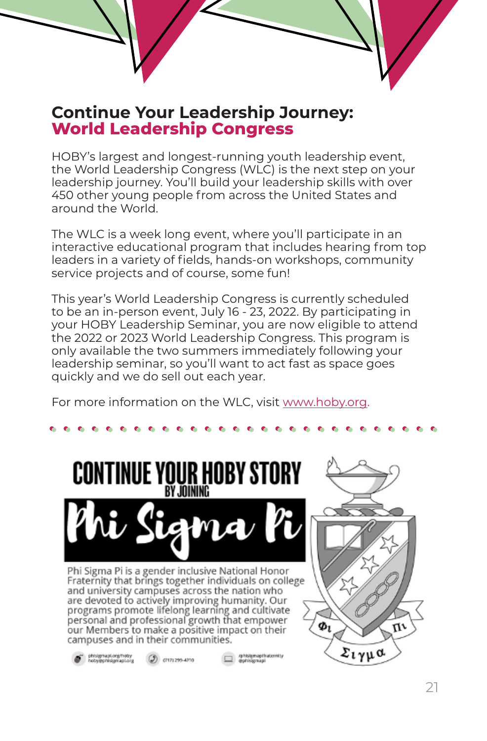## Continue Your Leadership Journey: **World Leadership Congress**

HOBY's largest and longest-running youth leadership event, the World Leadership Congress (WLC) is the next step on your leadership journey. You'll build your leadership skills with over 450 other young people from across the United States and around the World.

The WLC is a week long event, where you'll participate in an interactive educational program that includes hearing from top leaders in a variety of fields, hands-on workshops, community service projects and of course, some fun!

This year's World Leadership Congress is currently scheduled to be an in-person event, July 16 - 23, 2022. By participating in your HOBY Leadership Seminar, you are now eligible to attend the 2022 or 2023 World Leadership Congress. This program is only available the two summers immediately following your leadership seminar, so you'll want to act fast as space goes quickly and we do sell out each year.

For more information on the WLC, visit [www.hoby.org](http://www.hoby.org).

---

## CONTINUE YOUR HOBY STORY

BY JOINING

# Phi Sigma Pi

Phi Sigma Pi is a gender inclusive National Honor Fraternity that brings together individuals on college and university campuses across the nation who are devoted to actively improving humanity. Our programs promote lifelong learning and cultivate personal and professional growth that empower our Members to make a positive impact on their campuses and in their communities.

phisigmapi.org/hoby
hoby@phisigmapi.org

(717) 299-4710

/phisigmapifraternity
@phisigmapi

Φι Σιγμα Πι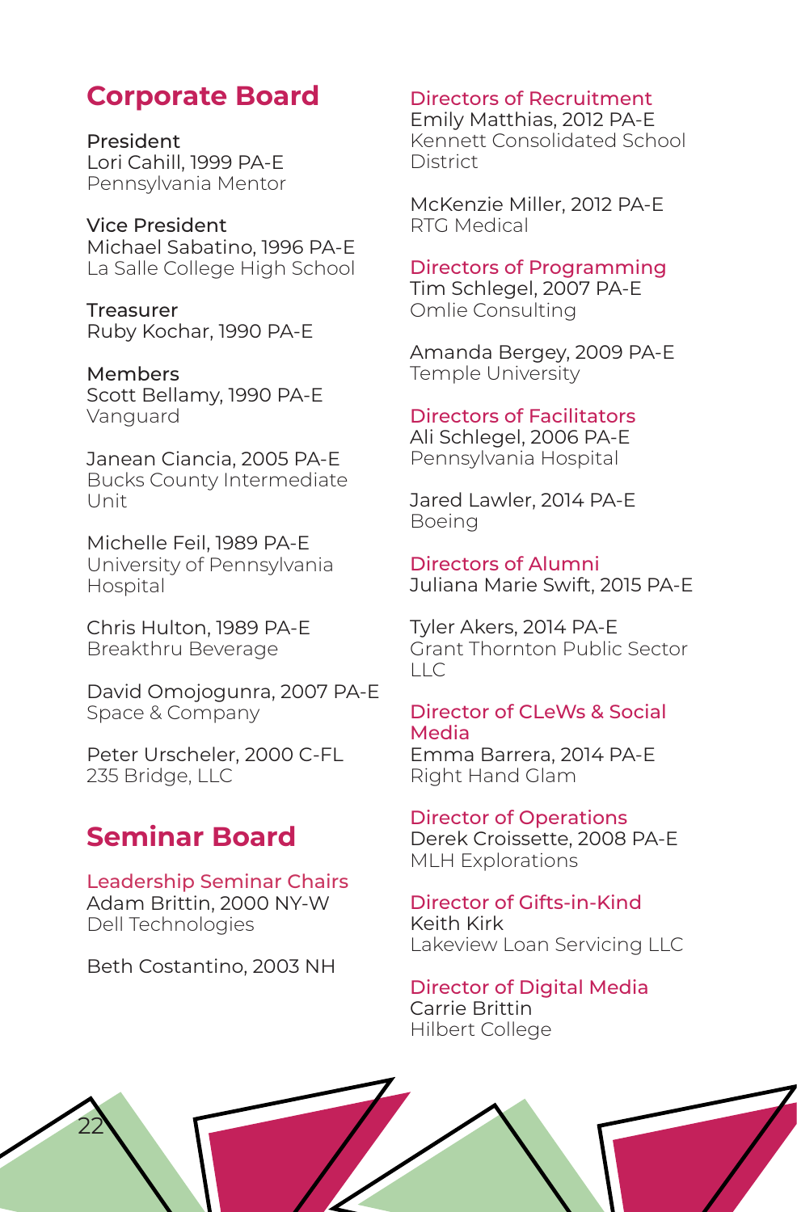## Corporate Board

**President**
Lori Cahill, 1999 PA-E
Pennsylvania Mentor

**Vice President**
Michael Sabatino, 1996 PA-E
La Salle College High School

**Treasurer**
Ruby Kochar, 1990 PA-E

**Members**
Scott Bellamy, 1990 PA-E
Vanguard

Janean Ciancia, 2005 PA-E
Bucks County Intermediate Unit

Michelle Feil, 1989 PA-E
University of Pennsylvania Hospital

Chris Hulton, 1989 PA-E
Breakthru Beverage

David Omojogunra, 2007 PA-E
Space & Company

Peter Urscheler, 2000 C-FL
235 Bridge, LLC

## Seminar Board

### Leadership Seminar Chairs
Adam Brittin, 2000 NY-W
Dell Technologies

Beth Costantino, 2003 NH

### Directors of Recruitment
Emily Matthias, 2012 PA-E
Kennett Consolidated School District

McKenzie Miller, 2012 PA-E
RTG Medical

### Directors of Programming
Tim Schlegel, 2007 PA-E
Omlie Consulting

Amanda Bergey, 2009 PA-E
Temple University

### Directors of Facilitators
Ali Schlegel, 2006 PA-E
Pennsylvania Hospital

Jared Lawler, 2014 PA-E
Boeing

### Directors of Alumni
Juliana Marie Swift, 2015 PA-E

Tyler Akers, 2014 PA-E
Grant Thornton Public Sector LLC

### Director of CLeWs & Social Media
Emma Barrera, 2014 PA-E
Right Hand Glam

### Director of Operations
Derek Croissette, 2008 PA-E
MLH Explorations

### Director of Gifts-in-Kind
Keith Kirk
Lakeview Loan Servicing LLC

### Director of Digital Media
Carrie Brittin
Hilbert College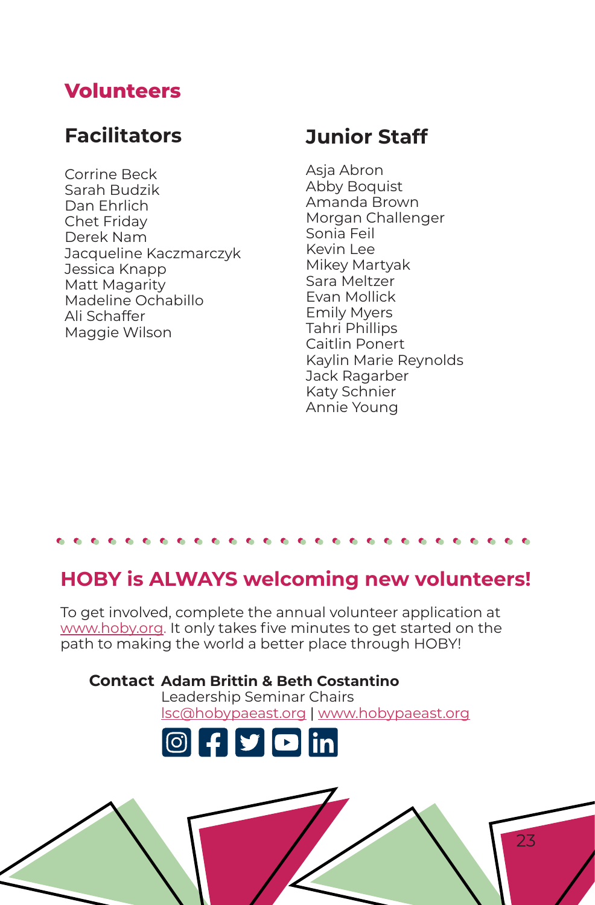## Volunteers

### Facilitators

Corrine Beck
Sarah Budzik
Dan Ehrlich
Chet Friday
Derek Nam
Jacqueline Kaczmarczyk
Jessica Knapp
Matt Magarity
Madeline Ochabillo
Ali Schaffer
Maggie Wilson

### Junior Staff

Asja Abron
Abby Boquist
Amanda Brown
Morgan Challenger
Sonia Feil
Kevin Lee
Mikey Martyak
Sara Meltzer
Evan Mollick
Emily Myers
Tahri Phillips
Caitlin Ponert
Kaylin Marie Reynolds
Jack Ragarber
Katy Schnier
Annie Young

## HOBY is ALWAYS welcoming new volunteers!

To get involved, complete the annual volunteer application at www.hoby.org. It only takes five minutes to get started on the path to making the world a better place through HOBY!

**Contact** **Adam Brittin & Beth Costantino**
Leadership Seminar Chairs
lsc@hobypaeast.org | www.hobypaeast.org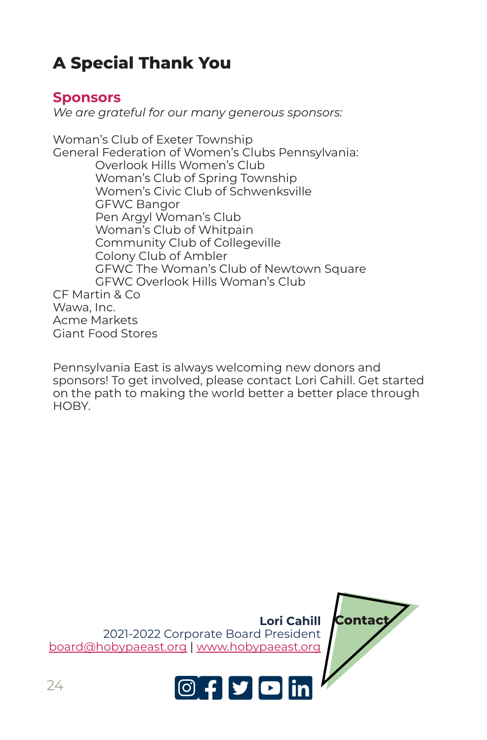# A Special Thank You

## Sponsors

*We are grateful for our many generous sponsors:*

Woman's Club of Exeter Township
General Federation of Women's Clubs Pennsylvania:
- Overlook Hills Women's Club
- Woman's Club of Spring Township
- Women's Civic Club of Schwenksville
- GFWC Bangor
- Pen Argyl Woman's Club
- Woman's Club of Whitpain
- Community Club of Collegeville
- Colony Club of Ambler
- GFWC The Woman's Club of Newtown Square
- GFWC Overlook Hills Woman's Club

CF Martin & Co
Wawa, Inc.
Acme Markets
Giant Food Stores

Pennsylvania East is always welcoming new donors and sponsors! To get involved, please contact Lori Cahill. Get started on the path to making the world better a better place through HOBY.

**Contact**

**Lori Cahill**
2021-2022 Corporate Board President
board@hobypaeast.org | www.hobypaeast.org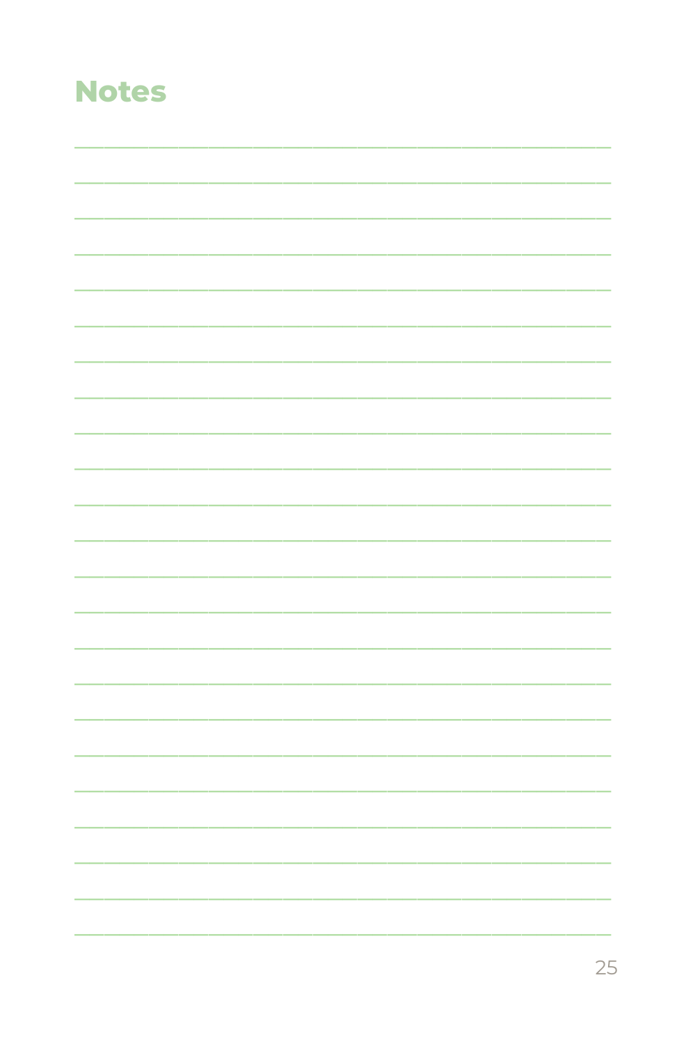## Notes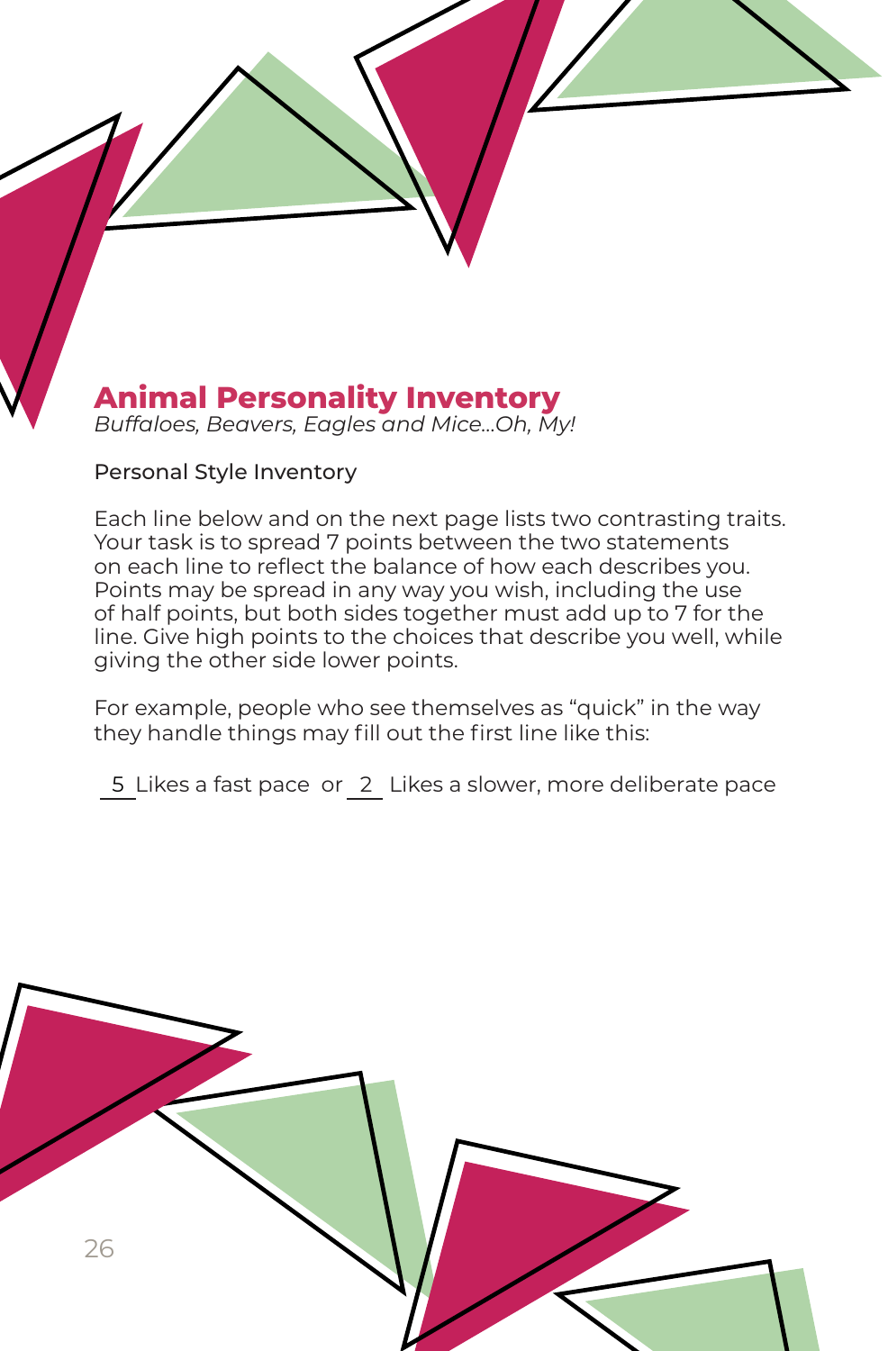# Animal Personality Inventory

*Buffaloes, Beavers, Eagles and Mice...Oh, My!*

Personal Style Inventory

Each line below and on the next page lists two contrasting traits. Your task is to spread 7 points between the two statements on each line to reflect the balance of how each describes you. Points may be spread in any way you wish, including the use of half points, but both sides together must add up to 7 for the line. Give high points to the choices that describe you well, while giving the other side lower points.

For example, people who see themselves as "quick" in the way they handle things may fill out the first line like this:

_5_ Likes a fast pace or _2_ Likes a slower, more deliberate pace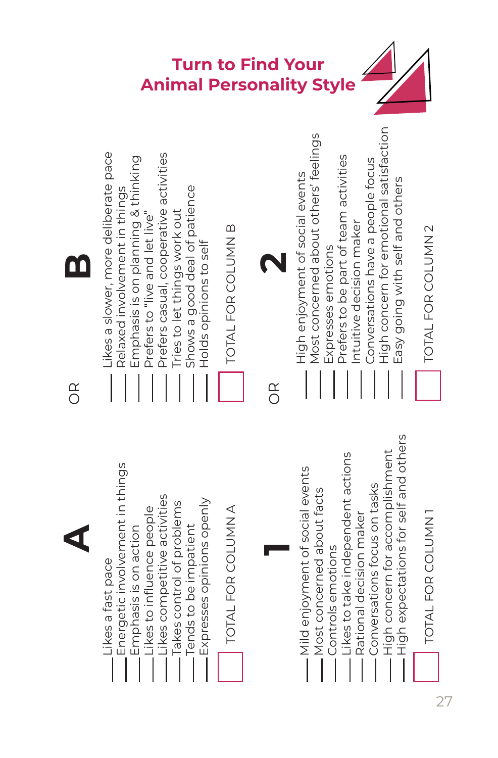## A

___ Likes a fast pace
___ Energetic involvement in things
___ Emphasis is on action
___ Likes to influence people
___ Likes competitive activities
___ Takes control of problems
___ Tends to be impatient
___ Expresses opinions openly

☐ TOTAL FOR COLUMN A

OR

## B

___ Likes a slower, more deliberate pace
___ Relaxed involvement in things
___ Emphasis is on planning & thinking
___ Prefers to "live and let live"
___ Prefers casual, cooperative activities
___ Tries to let things work out
___ Shows a good deal of patience
___ Holds opinions to self

☐ TOTAL FOR COLUMN B

## 1

___ Mild enjoyment of social events
___ Most concerned about facts
___ Controls emotions
___ Likes to take independent actions
___ Rational decision maker
___ Conversations focus on tasks
___ High concern for accomplishment
___ High expectations for self and others

☐ TOTAL FOR COLUMN 1

OR

## 2

___ High enjoyment of social events
___ Most concerned about others' feelings
___ Expresses emotions
___ Prefers to be part of team activities
___ Intuitive decision maker
___ Conversations have a people focus
___ High concern for emotional satisfaction
___ Easy going with self and others

☐ TOTAL FOR COLUMN 2

**Turn to Find Your Animal Personality Style**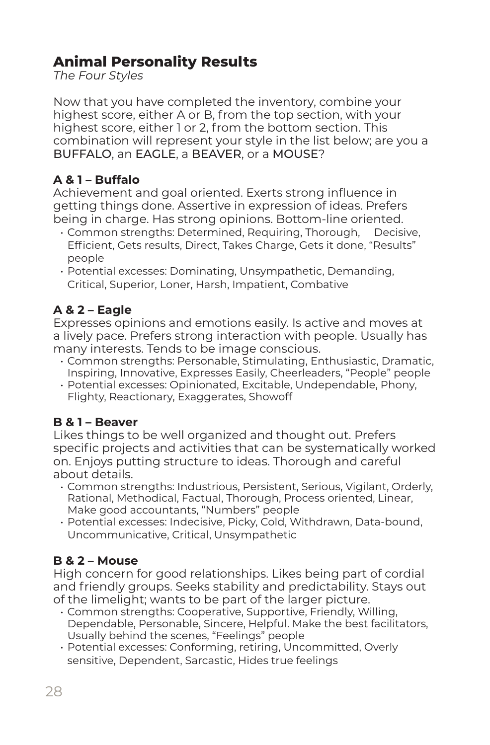## Animal Personality Results

*The Four Styles*

Now that you have completed the inventory, combine your highest score, either A or B, from the top section, with your highest score, either 1 or 2, from the bottom section. This combination will represent your style in the list below; are you a BUFFALO, an EAGLE, a BEAVER, or a MOUSE?

### A & 1 – Buffalo

Achievement and goal oriented. Exerts strong influence in getting things done. Assertive in expression of ideas. Prefers being in charge. Has strong opinions. Bottom-line oriented.

- Common strengths: Determined, Requiring, Thorough, Decisive, Efficient, Gets results, Direct, Takes Charge, Gets it done, "Results" people
- Potential excesses: Dominating, Unsympathetic, Demanding, Critical, Superior, Loner, Harsh, Impatient, Combative

### A & 2 – Eagle

Expresses opinions and emotions easily. Is active and moves at a lively pace. Prefers strong interaction with people. Usually has many interests. Tends to be image conscious.

- Common strengths: Personable, Stimulating, Enthusiastic, Dramatic, Inspiring, Innovative, Expresses Easily, Cheerleaders, "People" people
- Potential excesses: Opinionated, Excitable, Undependable, Phony, Flighty, Reactionary, Exaggerates, Showoff

### B & 1 – Beaver

Likes things to be well organized and thought out. Prefers specific projects and activities that can be systematically worked on. Enjoys putting structure to ideas. Thorough and careful about details.

- Common strengths: Industrious, Persistent, Serious, Vigilant, Orderly, Rational, Methodical, Factual, Thorough, Process oriented, Linear, Make good accountants, "Numbers" people
- Potential excesses: Indecisive, Picky, Cold, Withdrawn, Data-bound, Uncommunicative, Critical, Unsympathetic

### B & 2 – Mouse

High concern for good relationships. Likes being part of cordial and friendly groups. Seeks stability and predictability. Stays out of the limelight; wants to be part of the larger picture.

- Common strengths: Cooperative, Supportive, Friendly, Willing, Dependable, Personable, Sincere, Helpful. Make the best facilitators, Usually behind the scenes, "Feelings" people
- Potential excesses: Conforming, retiring, Uncommitted, Overly sensitive, Dependent, Sarcastic, Hides true feelings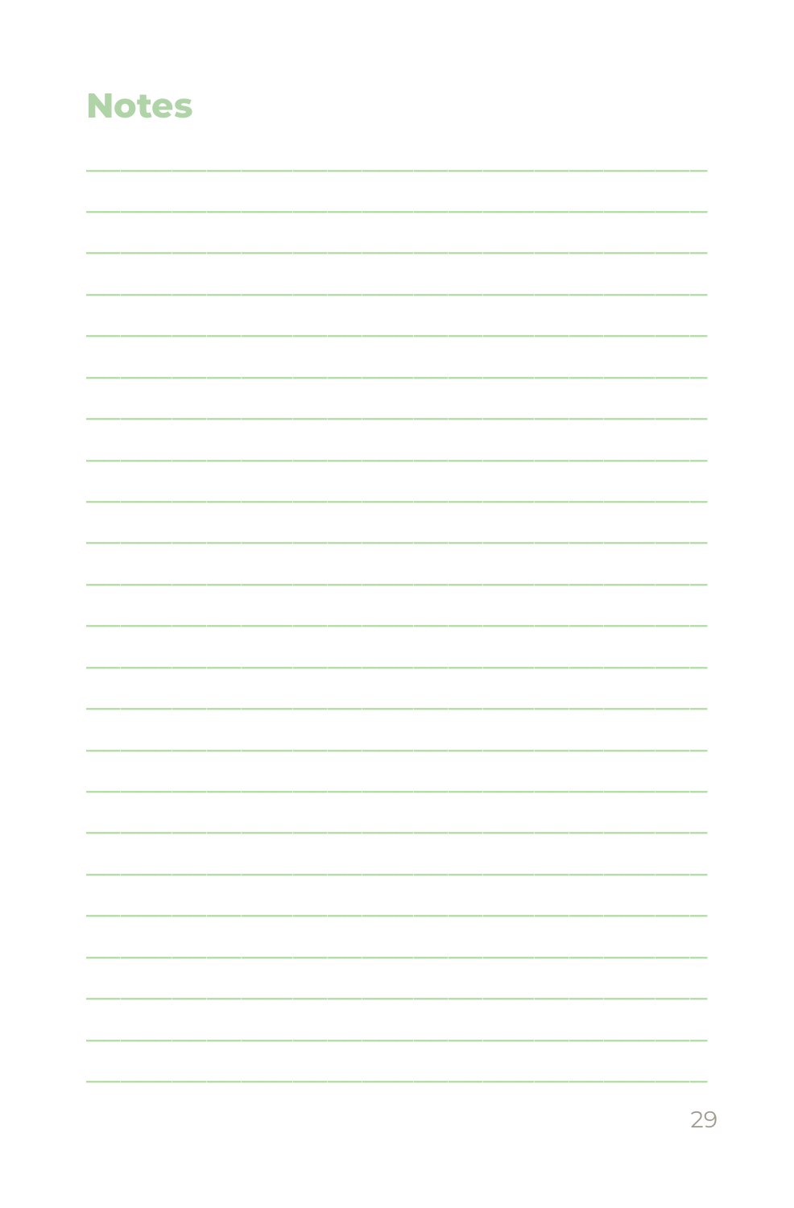## Notes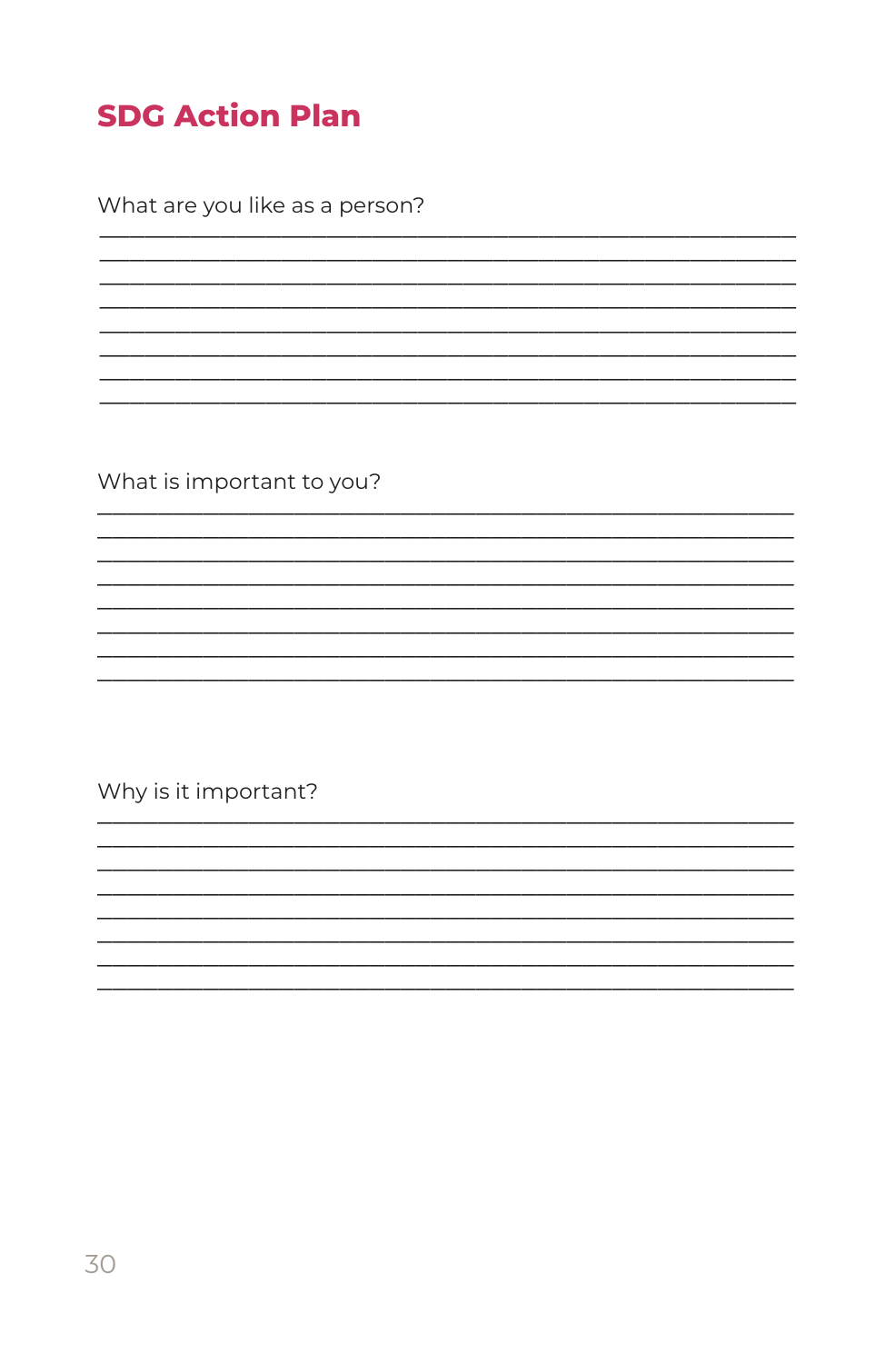## SDG Action Plan

What are you like as a person?

________________________________________________________________
________________________________________________________________
________________________________________________________________
________________________________________________________________
________________________________________________________________
________________________________________________________________
________________________________________________________________
________________________________________________________________

What is important to you?

________________________________________________________________
________________________________________________________________
________________________________________________________________
________________________________________________________________
________________________________________________________________
________________________________________________________________
________________________________________________________________
________________________________________________________________

Why is it important?

________________________________________________________________
________________________________________________________________
________________________________________________________________
________________________________________________________________
________________________________________________________________
________________________________________________________________
________________________________________________________________
________________________________________________________________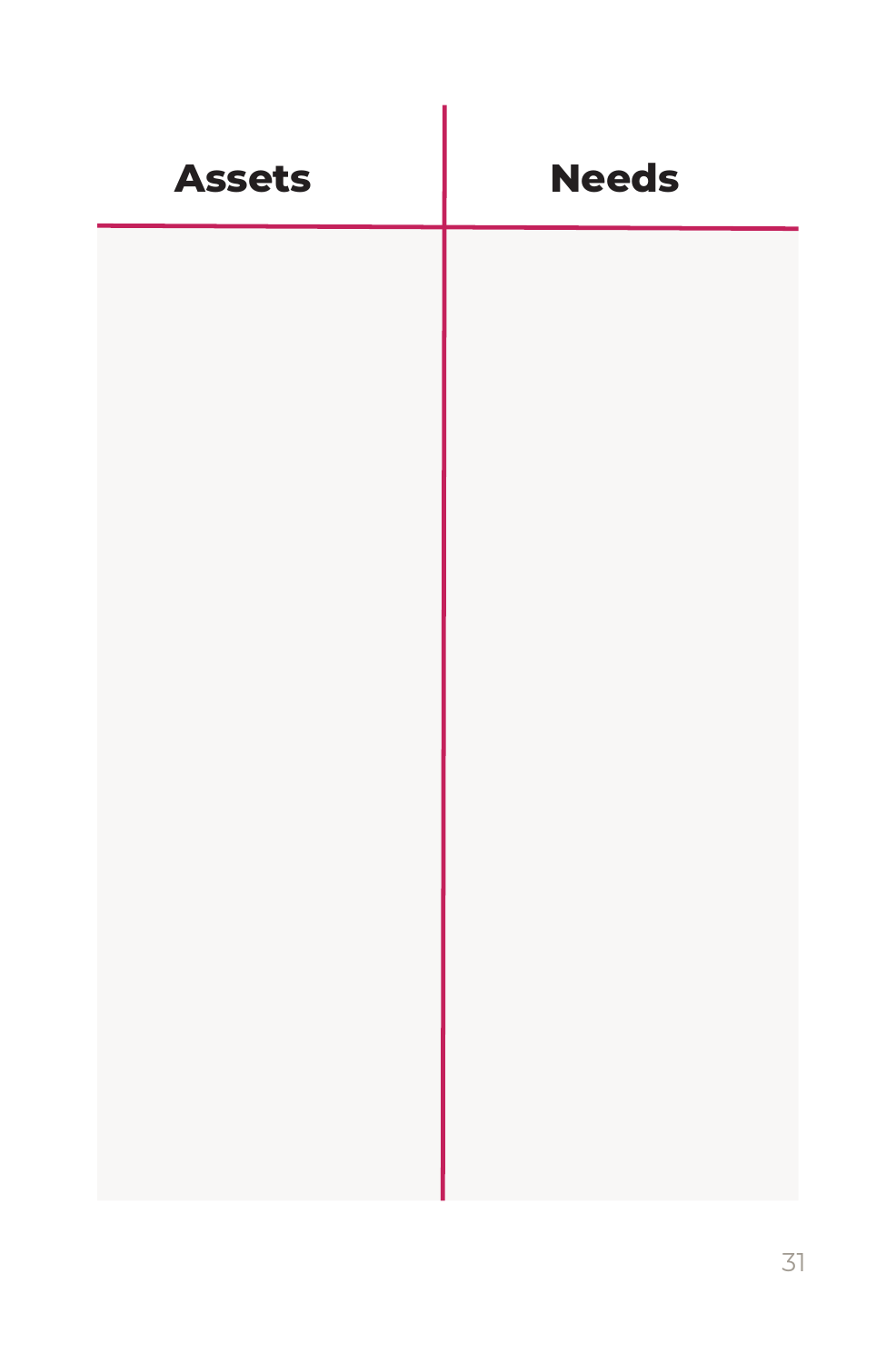| Assets | Needs |
| --- | --- |
| | |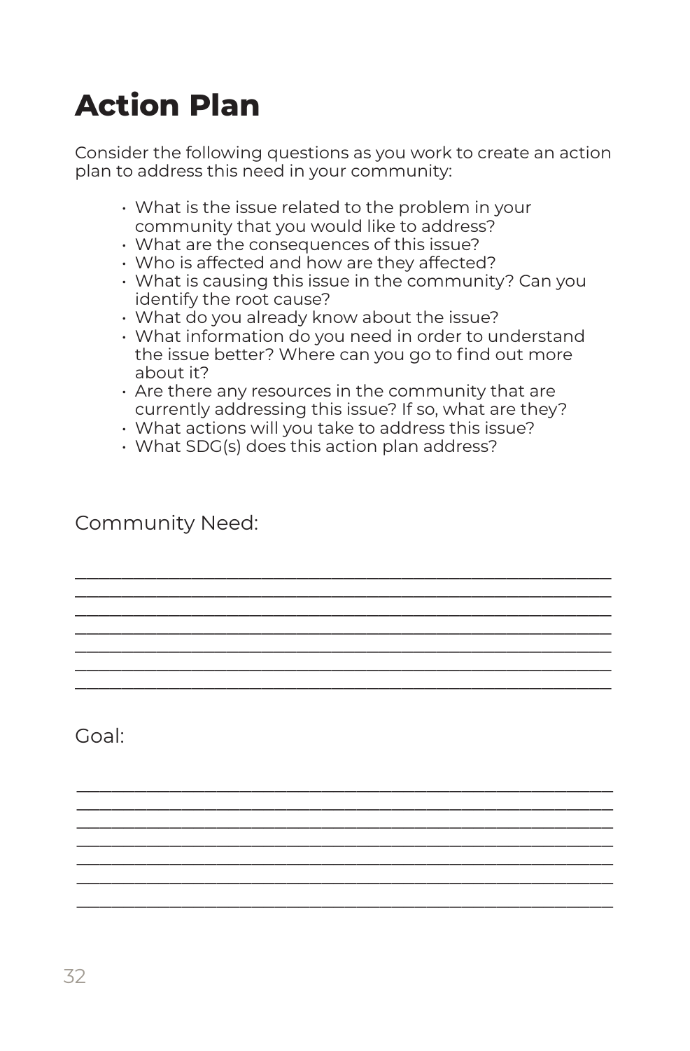# Action Plan

Consider the following questions as you work to create an action plan to address this need in your community:

- What is the issue related to the problem in your community that you would like to address?
- What are the consequences of this issue?
- Who is affected and how are they affected?
- What is causing this issue in the community? Can you identify the root cause?
- What do you already know about the issue?
- What information do you need in order to understand the issue better? Where can you go to find out more about it?
- Are there any resources in the community that are currently addressing this issue? If so, what are they?
- What actions will you take to address this issue?
- What SDG(s) does this action plan address?

Community Need:

\_\_\_\_\_\_\_\_\_\_\_\_\_\_\_\_\_\_\_\_\_\_\_\_\_\_\_\_\_\_\_\_\_\_\_\_\_\_\_\_\_\_\_\_\_\_\_\_\_\_\_\_
\_\_\_\_\_\_\_\_\_\_\_\_\_\_\_\_\_\_\_\_\_\_\_\_\_\_\_\_\_\_\_\_\_\_\_\_\_\_\_\_\_\_\_\_\_\_\_\_\_\_\_\_
\_\_\_\_\_\_\_\_\_\_\_\_\_\_\_\_\_\_\_\_\_\_\_\_\_\_\_\_\_\_\_\_\_\_\_\_\_\_\_\_\_\_\_\_\_\_\_\_\_\_\_\_
\_\_\_\_\_\_\_\_\_\_\_\_\_\_\_\_\_\_\_\_\_\_\_\_\_\_\_\_\_\_\_\_\_\_\_\_\_\_\_\_\_\_\_\_\_\_\_\_\_\_\_\_
\_\_\_\_\_\_\_\_\_\_\_\_\_\_\_\_\_\_\_\_\_\_\_\_\_\_\_\_\_\_\_\_\_\_\_\_\_\_\_\_\_\_\_\_\_\_\_\_\_\_\_\_
\_\_\_\_\_\_\_\_\_\_\_\_\_\_\_\_\_\_\_\_\_\_\_\_\_\_\_\_\_\_\_\_\_\_\_\_\_\_\_\_\_\_\_\_\_\_\_\_\_\_\_\_
\_\_\_\_\_\_\_\_\_\_\_\_\_\_\_\_\_\_\_\_\_\_\_\_\_\_\_\_\_\_\_\_\_\_\_\_\_\_\_\_\_\_\_\_\_\_\_\_\_\_\_\_

Goal:

\_\_\_\_\_\_\_\_\_\_\_\_\_\_\_\_\_\_\_\_\_\_\_\_\_\_\_\_\_\_\_\_\_\_\_\_\_\_\_\_\_\_\_\_\_\_\_\_\_\_\_\_
\_\_\_\_\_\_\_\_\_\_\_\_\_\_\_\_\_\_\_\_\_\_\_\_\_\_\_\_\_\_\_\_\_\_\_\_\_\_\_\_\_\_\_\_\_\_\_\_\_\_\_\_
\_\_\_\_\_\_\_\_\_\_\_\_\_\_\_\_\_\_\_\_\_\_\_\_\_\_\_\_\_\_\_\_\_\_\_\_\_\_\_\_\_\_\_\_\_\_\_\_\_\_\_\_
\_\_\_\_\_\_\_\_\_\_\_\_\_\_\_\_\_\_\_\_\_\_\_\_\_\_\_\_\_\_\_\_\_\_\_\_\_\_\_\_\_\_\_\_\_\_\_\_\_\_\_\_
\_\_\_\_\_\_\_\_\_\_\_\_\_\_\_\_\_\_\_\_\_\_\_\_\_\_\_\_\_\_\_\_\_\_\_\_\_\_\_\_\_\_\_\_\_\_\_\_\_\_\_\_
\_\_\_\_\_\_\_\_\_\_\_\_\_\_\_\_\_\_\_\_\_\_\_\_\_\_\_\_\_\_\_\_\_\_\_\_\_\_\_\_\_\_\_\_\_\_\_\_\_\_\_\_
\_\_\_\_\_\_\_\_\_\_\_\_\_\_\_\_\_\_\_\_\_\_\_\_\_\_\_\_\_\_\_\_\_\_\_\_\_\_\_\_\_\_\_\_\_\_\_\_\_\_\_\_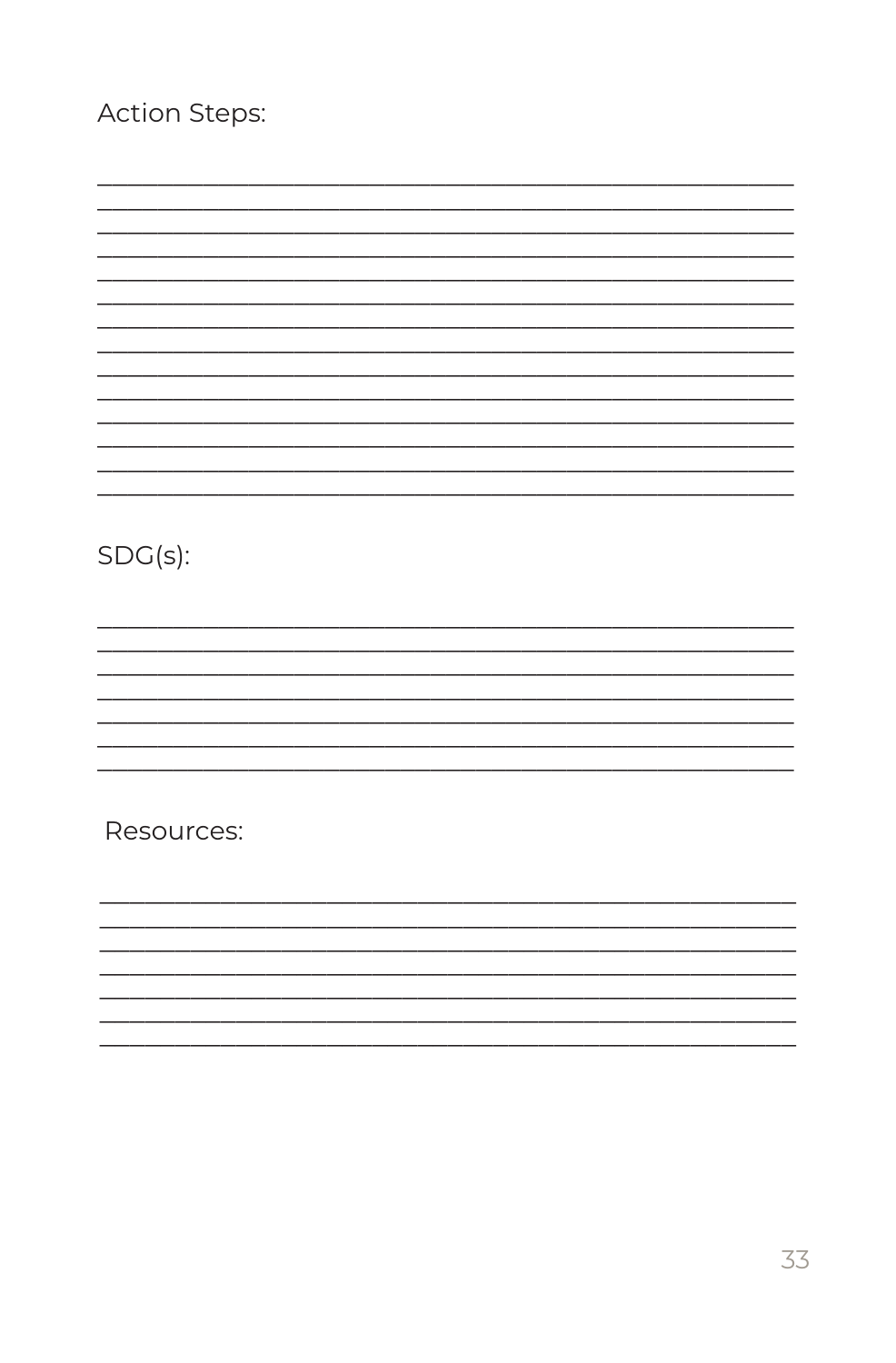Action Steps:

______________________________________________________________
______________________________________________________________
______________________________________________________________
______________________________________________________________
______________________________________________________________
______________________________________________________________
______________________________________________________________
______________________________________________________________
______________________________________________________________
______________________________________________________________
______________________________________________________________
______________________________________________________________
______________________________________________________________
______________________________________________________________

SDG(s):

______________________________________________________________
______________________________________________________________
______________________________________________________________
______________________________________________________________
______________________________________________________________
______________________________________________________________
______________________________________________________________

Resources:

______________________________________________________________
______________________________________________________________
______________________________________________________________
______________________________________________________________
______________________________________________________________
______________________________________________________________
______________________________________________________________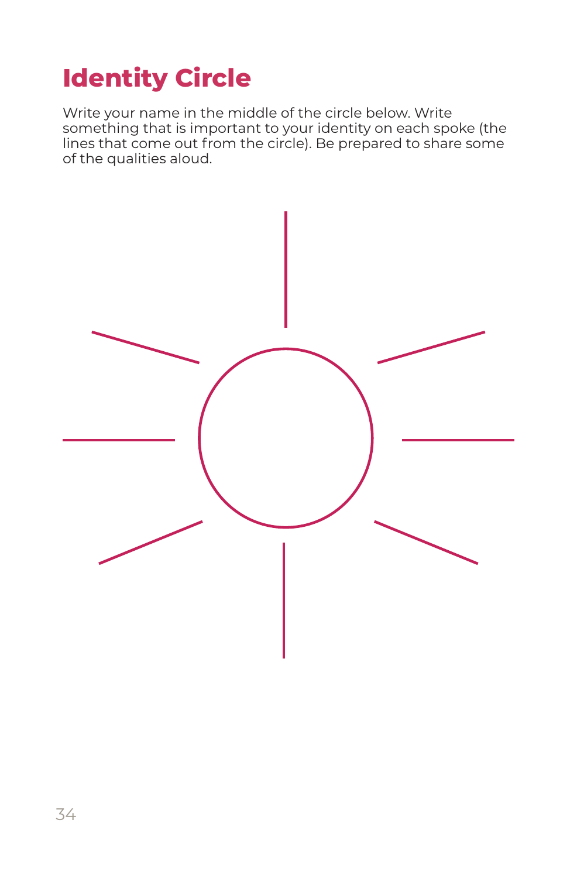# Identity Circle

Write your name in the middle of the circle below. Write something that is important to your identity on each spoke (the lines that come out from the circle). Be prepared to share some of the qualities aloud.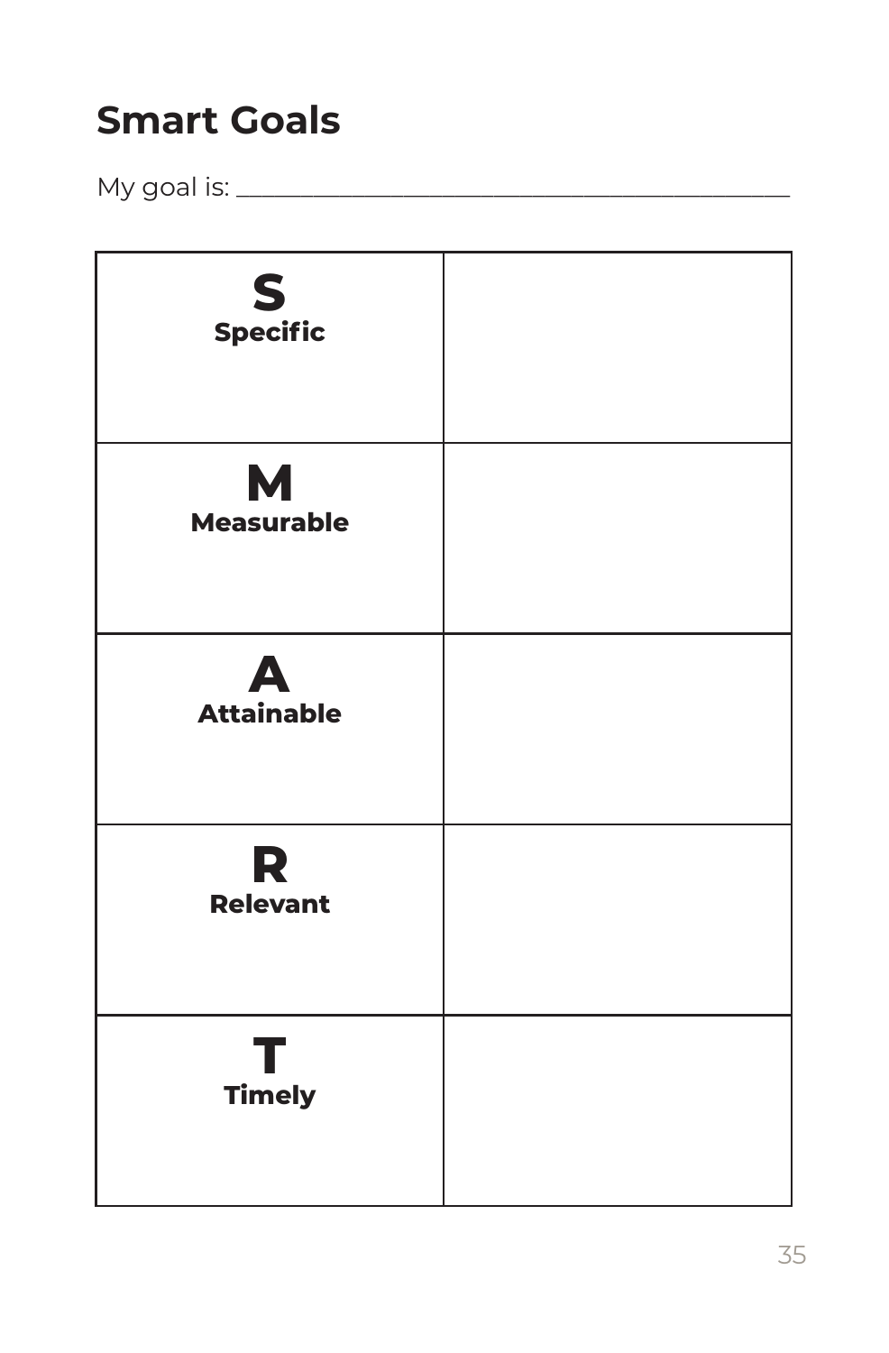# Smart Goals

My goal is: ___________________________________________

| | |
|---|---|
| **S**<br>**Specific** | |
| **M**<br>**Measurable** | |
| **A**<br>**Attainable** | |
| **R**<br>**Relevant** | |
| **T**<br>**Timely** | |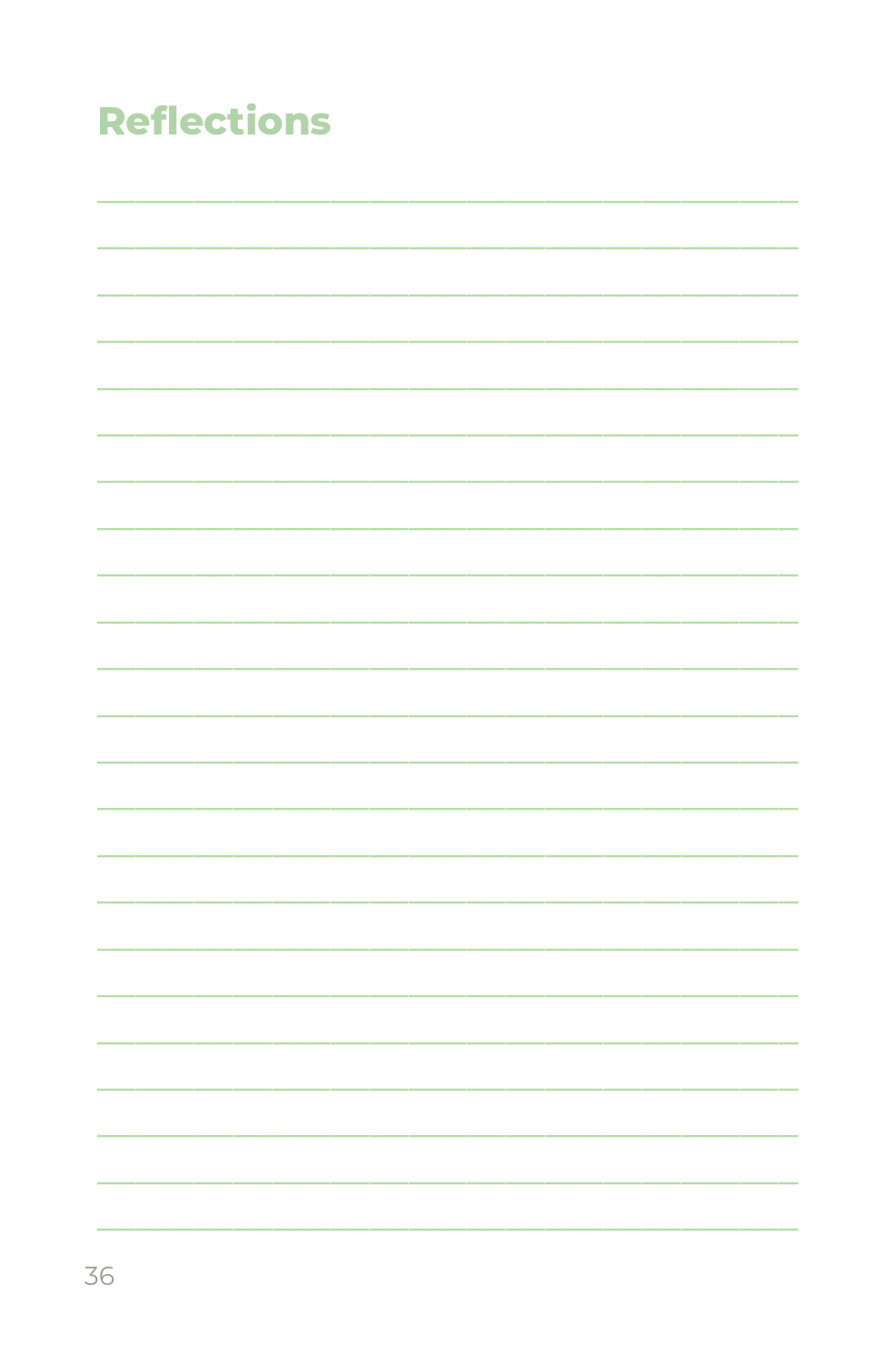# Reflections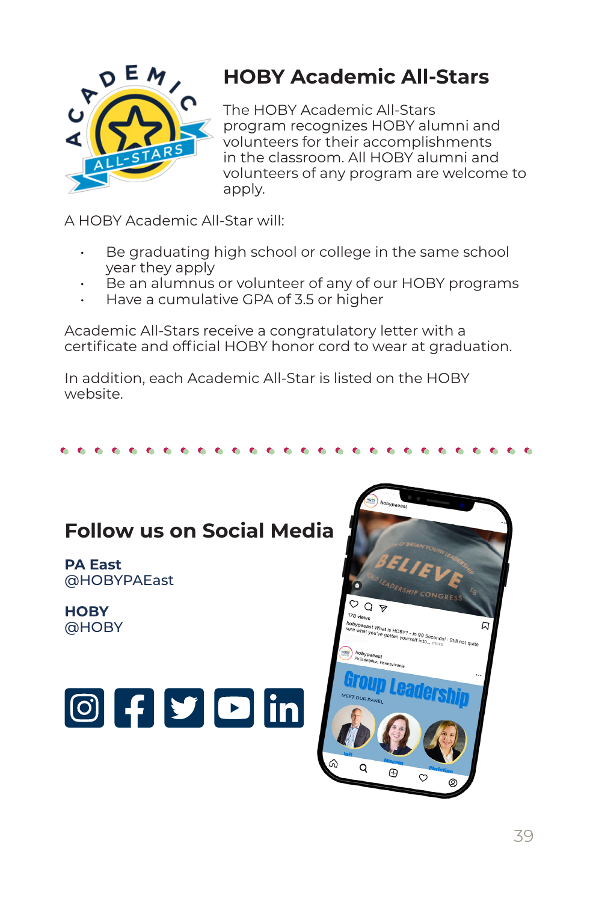## HOBY Academic All-Stars

The HOBY Academic All-Stars program recognizes HOBY alumni and volunteers for their accomplishments in the classroom. All HOBY alumni and volunteers of any program are welcome to apply.

A HOBY Academic All-Star will:

- Be graduating high school or college in the same school year they apply
- Be an alumnus or volunteer of any of our HOBY programs
- Have a cumulative GPA of 3.5 or higher

Academic All-Stars receive a congratulatory letter with a certificate and official HOBY honor cord to wear at graduation.

In addition, each Academic All-Star is listed on the HOBY website.

## Follow us on Social Media

**PA East**
@HOBYPAEast

**HOBY**
@HOBY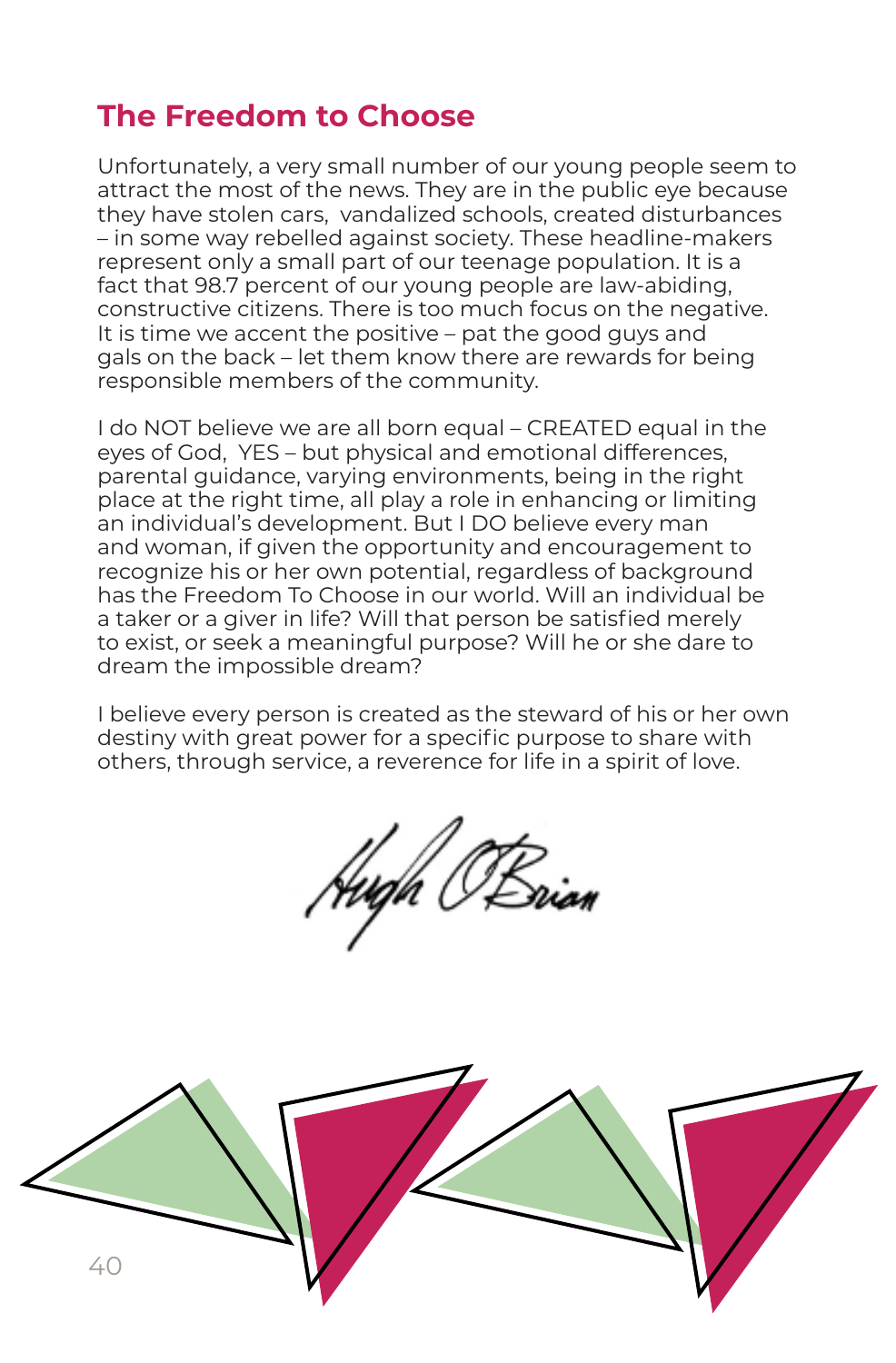## The Freedom to Choose

Unfortunately, a very small number of our young people seem to attract the most of the news. They are in the public eye because they have stolen cars, vandalized schools, created disturbances – in some way rebelled against society. These headline-makers represent only a small part of our teenage population. It is a fact that 98.7 percent of our young people are law-abiding, constructive citizens. There is too much focus on the negative. It is time we accent the positive – pat the good guys and gals on the back – let them know there are rewards for being responsible members of the community.

I do NOT believe we are all born equal – CREATED equal in the eyes of God, YES – but physical and emotional differences, parental guidance, varying environments, being in the right place at the right time, all play a role in enhancing or limiting an individual's development. But I DO believe every man and woman, if given the opportunity and encouragement to recognize his or her own potential, regardless of background has the Freedom To Choose in our world. Will an individual be a taker or a giver in life? Will that person be satisfied merely to exist, or seek a meaningful purpose? Will he or she dare to dream the impossible dream?

I believe every person is created as the steward of his or her own destiny with great power for a specific purpose to share with others, through service, a reverence for life in a spirit of love.

Hugh O'Brian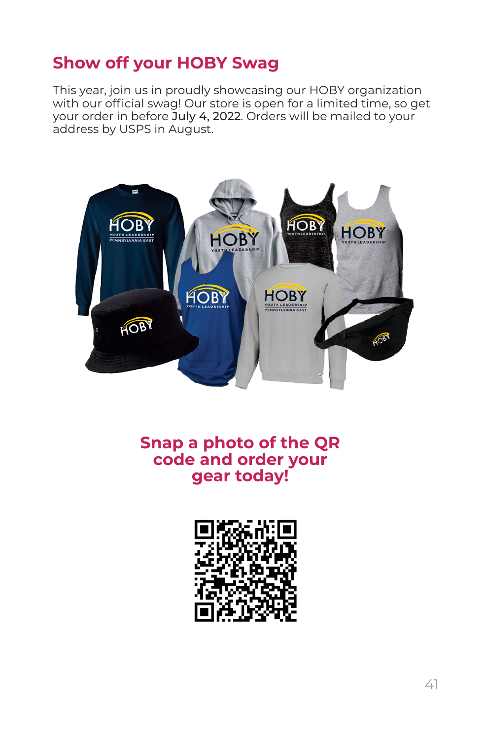## Show off your HOBY Swag

This year, join us in proudly showcasing our HOBY organization with our official swag! Our store is open for a limited time, so get your order in before July 4, 2022. Orders will be mailed to your address by USPS in August.

**Snap a photo of the QR code and order your gear today!**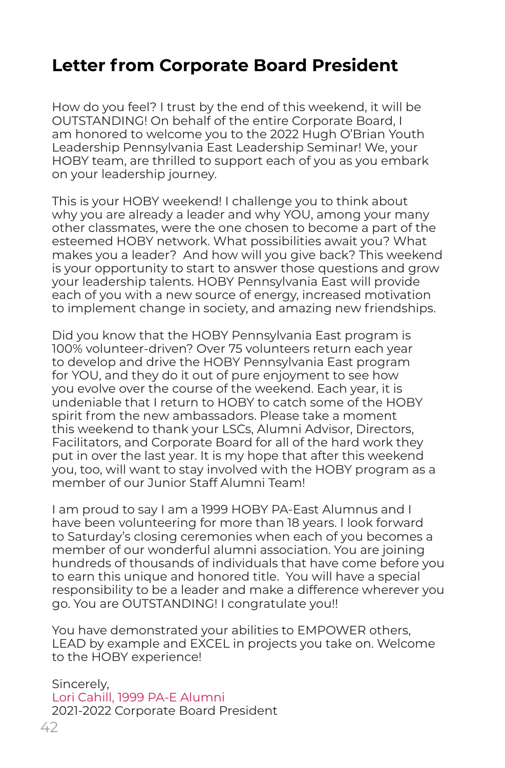# Letter from Corporate Board President

How do you feel? I trust by the end of this weekend, it will be OUTSTANDING! On behalf of the entire Corporate Board, I am honored to welcome you to the 2022 Hugh O'Brian Youth Leadership Pennsylvania East Leadership Seminar! We, your HOBY team, are thrilled to support each of you as you embark on your leadership journey.

This is your HOBY weekend! I challenge you to think about why you are already a leader and why YOU, among your many other classmates, were the one chosen to become a part of the esteemed HOBY network. What possibilities await you? What makes you a leader? And how will you give back? This weekend is your opportunity to start to answer those questions and grow your leadership talents. HOBY Pennsylvania East will provide each of you with a new source of energy, increased motivation to implement change in society, and amazing new friendships.

Did you know that the HOBY Pennsylvania East program is 100% volunteer-driven? Over 75 volunteers return each year to develop and drive the HOBY Pennsylvania East program for YOU, and they do it out of pure enjoyment to see how you evolve over the course of the weekend. Each year, it is undeniable that I return to HOBY to catch some of the HOBY spirit from the new ambassadors. Please take a moment this weekend to thank your LSCs, Alumni Advisor, Directors, Facilitators, and Corporate Board for all of the hard work they put in over the last year. It is my hope that after this weekend you, too, will want to stay involved with the HOBY program as a member of our Junior Staff Alumni Team!

I am proud to say I am a 1999 HOBY PA-East Alumnus and I have been volunteering for more than 18 years. I look forward to Saturday's closing ceremonies when each of you becomes a member of our wonderful alumni association. You are joining hundreds of thousands of individuals that have come before you to earn this unique and honored title. You will have a special responsibility to be a leader and make a difference wherever you go. You are OUTSTANDING! I congratulate you!!

You have demonstrated your abilities to EMPOWER others, LEAD by example and EXCEL in projects you take on. Welcome to the HOBY experience!

Sincerely,
Lori Cahill, 1999 PA-E Alumni
2021-2022 Corporate Board President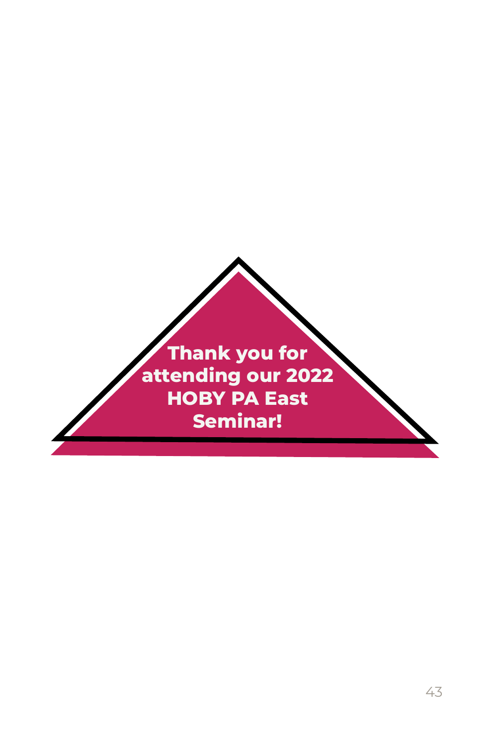**Thank you for attending our 2022 HOBY PA East Seminar!**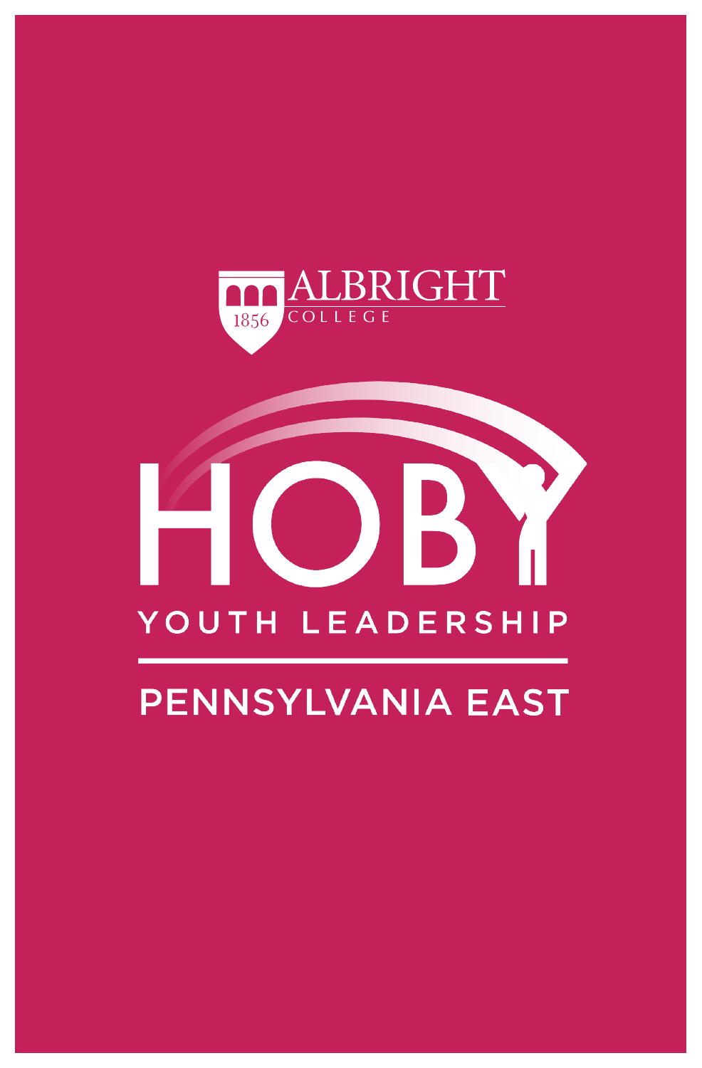ALBRIGHT COLLEGE

1856

HOBY

YOUTH LEADERSHIP

PENNSYLVANIA EAST